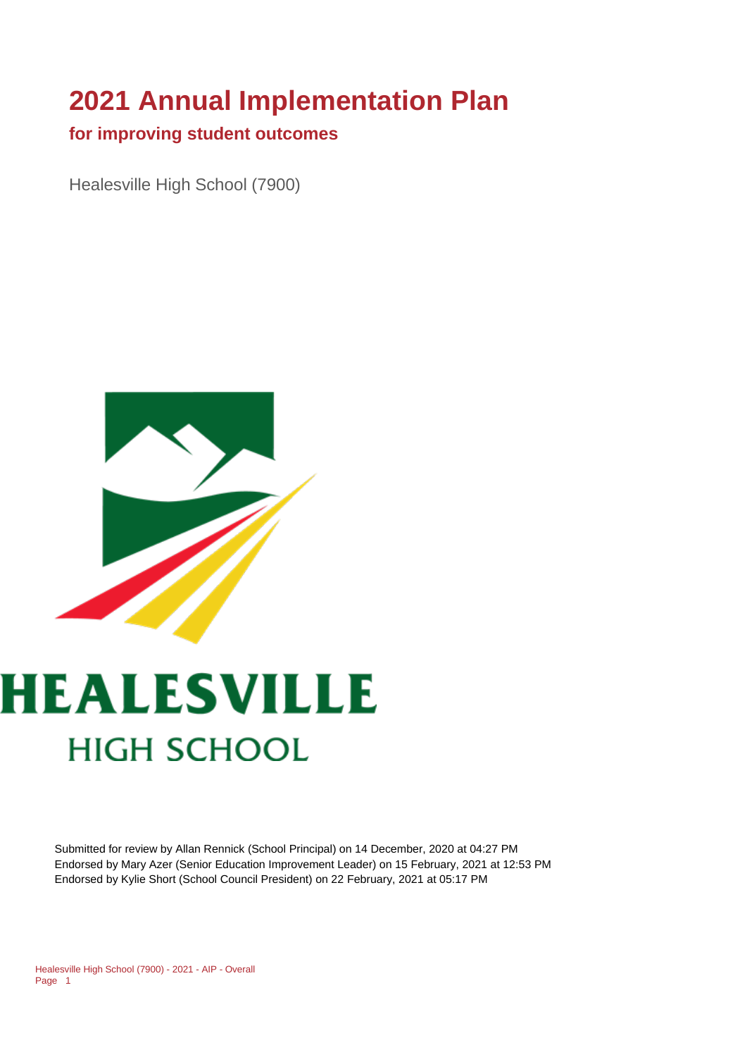# 2021 Annual Implementation Plan

## for improving student outcomes

Healesville High School (7900)

HEALESVILLE

HIGH SCHOOL

Submitted for review by Allan Rennick (School Principal) on 14 December, 2020 at 04:27 PM
Endorsed by Mary Azer (Senior Education Improvement Leader) on 15 February, 2021 at 12:53 PM
Endorsed by Kylie Short (School Council President) on 22 February, 2021 at 05:17 PM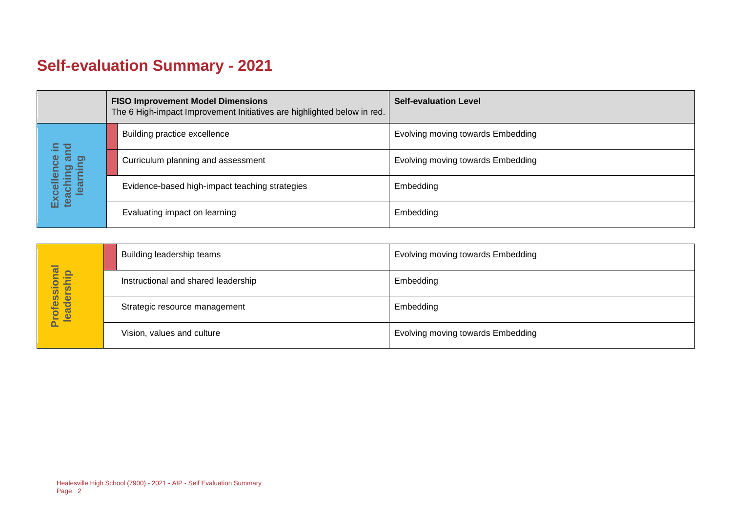# Self-evaluation Summary - 2021

| | FISO Improvement Model Dimensions<br>The 6 High-impact Improvement Initiatives are highlighted below in red. | Self-evaluation Level |
|---|---|---|
| Excellence in teaching and learning | Building practice excellence | Evolving moving towards Embedding |
| | Curriculum planning and assessment | Evolving moving towards Embedding |
| | Evidence-based high-impact teaching strategies | Embedding |
| | Evaluating impact on learning | Embedding |

| | | |
|---|---|---|
| Professional leadership | Building leadership teams | Evolving moving towards Embedding |
| | Instructional and shared leadership | Embedding |
| | Strategic resource management | Embedding |
| | Vision, values and culture | Evolving moving towards Embedding |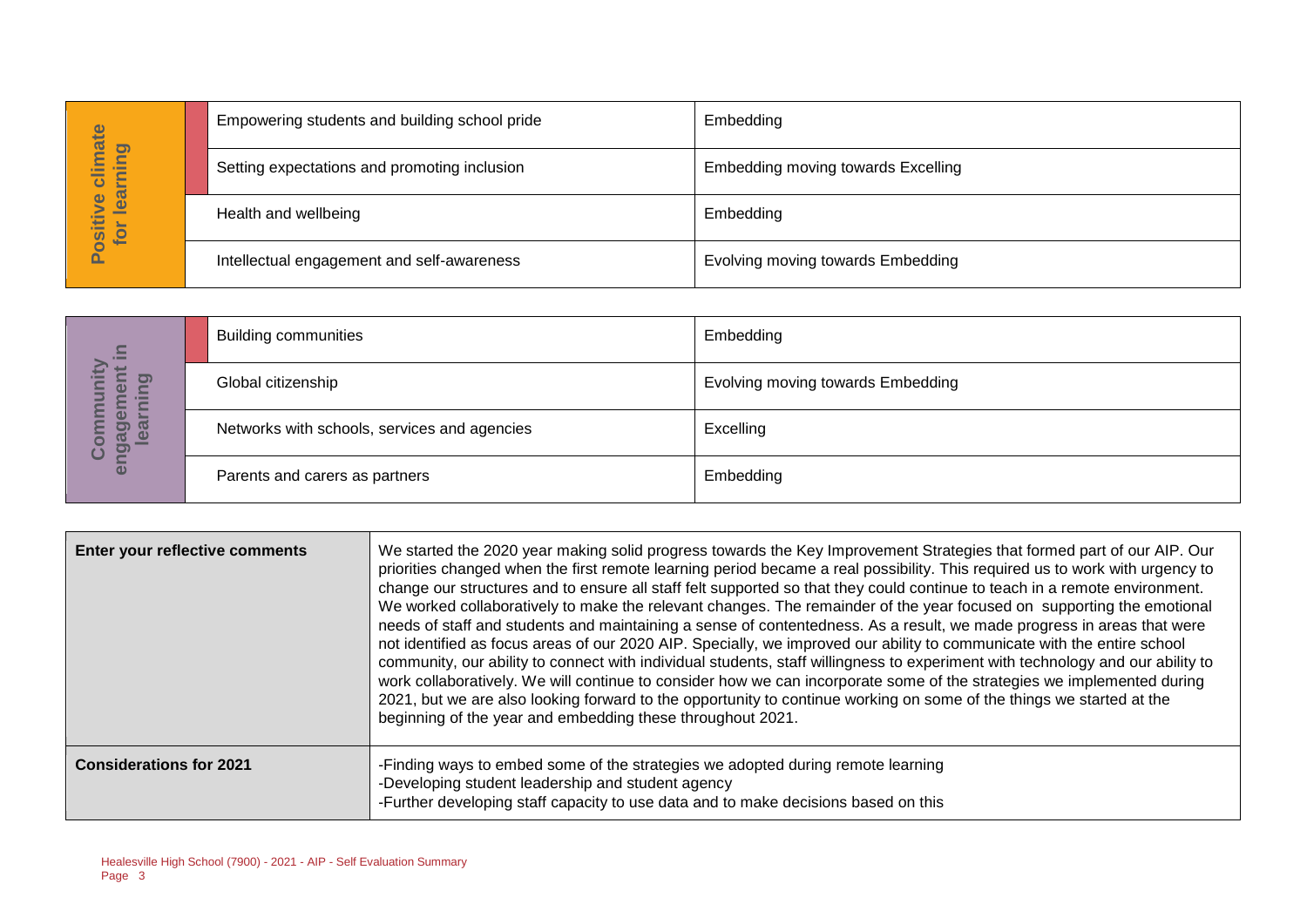| Positive climate for learning | | |
|---|---|---|
| | Empowering students and building school pride | Embedding |
| | Setting expectations and promoting inclusion | Embedding moving towards Excelling |
| | Health and wellbeing | Embedding |
| | Intellectual engagement and self-awareness | Evolving moving towards Embedding |

| Community engagement in learning | | |
|---|---|---|
| | Building communities | Embedding |
| | Global citizenship | Evolving moving towards Embedding |
| | Networks with schools, services and agencies | Excelling |
| | Parents and carers as partners | Embedding |

| | |
|---|---|
| **Enter your reflective comments** | We started the 2020 year making solid progress towards the Key Improvement Strategies that formed part of our AIP. Our priorities changed when the first remote learning period became a real possibility. This required us to work with urgency to change our structures and to ensure all staff felt supported so that they could continue to teach in a remote environment. We worked collaboratively to make the relevant changes. The remainder of the year focused on supporting the emotional needs of staff and students and maintaining a sense of contentedness. As a result, we made progress in areas that were not identified as focus areas of our 2020 AIP. Specially, we improved our ability to communicate with the entire school community, our ability to connect with individual students, staff willingness to experiment with technology and our ability to work collaboratively. We will continue to consider how we can incorporate some of the strategies we implemented during 2021, but we are also looking forward to the opportunity to continue working on some of the things we started at the beginning of the year and embedding these throughout 2021. |
| **Considerations for 2021** | -Finding ways to embed some of the strategies we adopted during remote learning<br>-Developing student leadership and student agency<br>-Further developing staff capacity to use data and to make decisions based on this |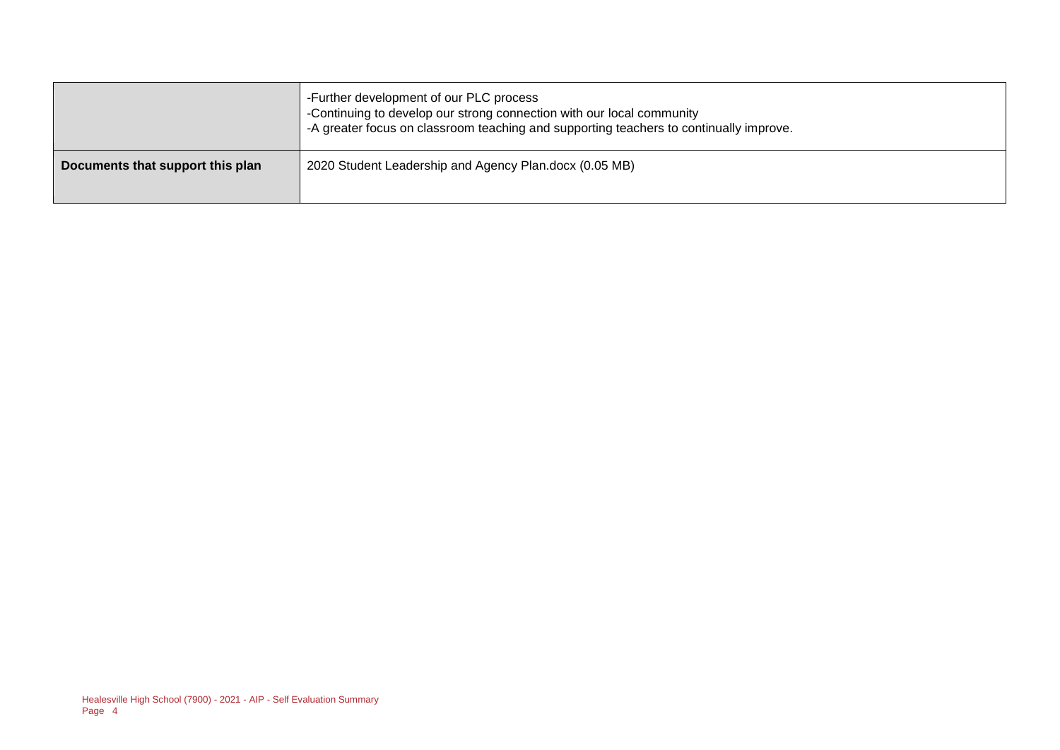| | |
|---|---|
| | -Further development of our PLC process<br>-Continuing to develop our strong connection with our local community<br>-A greater focus on classroom teaching and supporting teachers to continually improve. |
| **Documents that support this plan** | 2020 Student Leadership and Agency Plan.docx (0.05 MB) |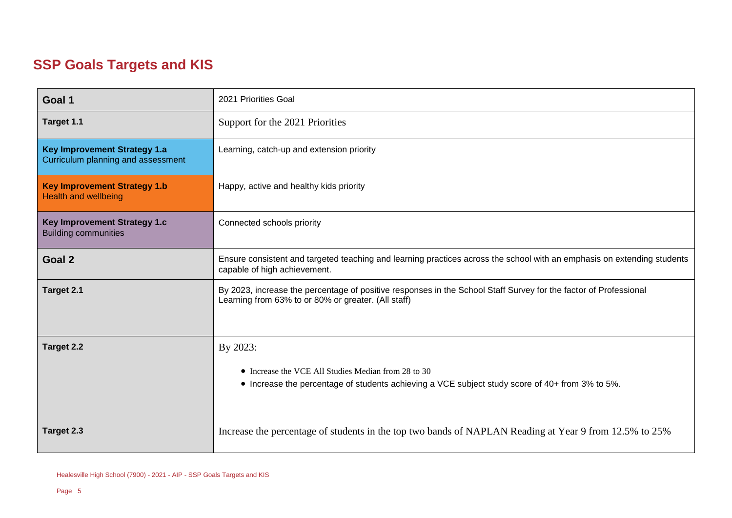## SSP Goals Targets and KIS

| Goal 1 | 2021 Priorities Goal |
|---|---|
| Target 1.1 | Support for the 2021 Priorities |
| **Key Improvement Strategy 1.a** Curriculum planning and assessment | Learning, catch-up and extension priority |
| **Key Improvement Strategy 1.b** Health and wellbeing | Happy, active and healthy kids priority |
| **Key Improvement Strategy 1.c** Building communities | Connected schools priority |
| **Goal 2** | Ensure consistent and targeted teaching and learning practices across the school with an emphasis on extending students capable of high achievement. |
| **Target 2.1** | By 2023, increase the percentage of positive responses in the School Staff Survey for the factor of Professional Learning from 63% to or 80% or greater. (All staff) |
| **Target 2.2** | By 2023:<br>• Increase the VCE All Studies Median from 28 to 30<br>• Increase the percentage of students achieving a VCE subject study score of 40+ from 3% to 5%. |
| **Target 2.3** | Increase the percentage of students in the top two bands of NAPLAN Reading at Year 9 from 12.5% to 25% |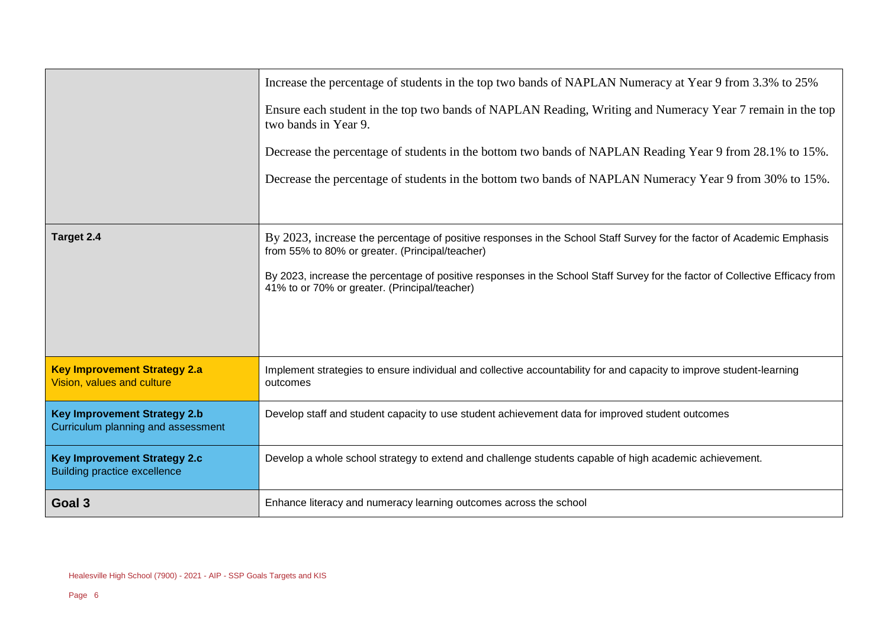| | |
|---|---|
| | Increase the percentage of students in the top two bands of NAPLAN Numeracy at Year 9 from 3.3% to 25%<br><br>Ensure each student in the top two bands of NAPLAN Reading, Writing and Numeracy Year 7 remain in the top two bands in Year 9.<br><br>Decrease the percentage of students in the bottom two bands of NAPLAN Reading Year 9 from 28.1% to 15%.<br><br>Decrease the percentage of students in the bottom two bands of NAPLAN Numeracy Year 9 from 30% to 15%. |
| **Target 2.4** | By 2023, increase the percentage of positive responses in the School Staff Survey for the factor of Academic Emphasis from 55% to 80% or greater. (Principal/teacher)<br><br>By 2023, increase the percentage of positive responses in the School Staff Survey for the factor of Collective Efficacy from 41% to or 70% or greater. (Principal/teacher) |
| **Key Improvement Strategy 2.a**<br>Vision, values and culture | Implement strategies to ensure individual and collective accountability for and capacity to improve student-learning outcomes |
| **Key Improvement Strategy 2.b**<br>Curriculum planning and assessment | Develop staff and student capacity to use student achievement data for improved student outcomes |
| **Key Improvement Strategy 2.c**<br>Building practice excellence | Develop a whole school strategy to extend and challenge students capable of high academic achievement. |
| **Goal 3** | Enhance literacy and numeracy learning outcomes across the school |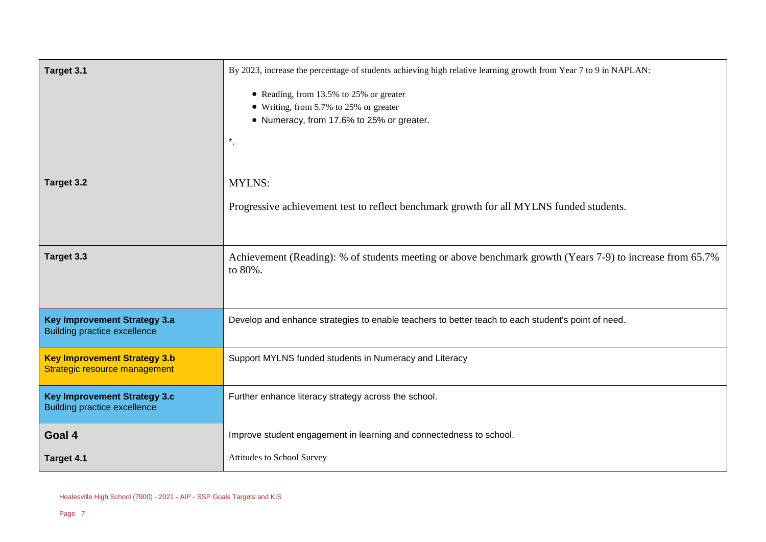| | |
|---|---|
| **Target 3.1** | By 2023, increase the percentage of students achieving high relative learning growth from Year 7 to 9 in NAPLAN:<br>• Reading, from 13.5% to 25% or greater<br>• Writing, from 5.7% to 25% or greater<br>• Numeracy, from 17.6% to 25% or greater.<br><br>*. |
| **Target 3.2** | MYLNS:<br><br>Progressive achievement test to reflect benchmark growth for all MYLNS funded students. |
| **Target 3.3** | Achievement (Reading): % of students meeting or above benchmark growth (Years 7-9) to increase from 65.7% to 80%. |
| **Key Improvement Strategy 3.a**<br>Building practice excellence | Develop and enhance strategies to enable teachers to better teach to each student's point of need. |
| **Key Improvement Strategy 3.b**<br>Strategic resource management | Support MYLNS funded students in Numeracy and Literacy |
| **Key Improvement Strategy 3.c**<br>Building practice excellence | Further enhance literacy strategy across the school. |
| **Goal 4** | Improve student engagement in learning and connectedness to school. |
| **Target 4.1** | Attitudes to School Survey |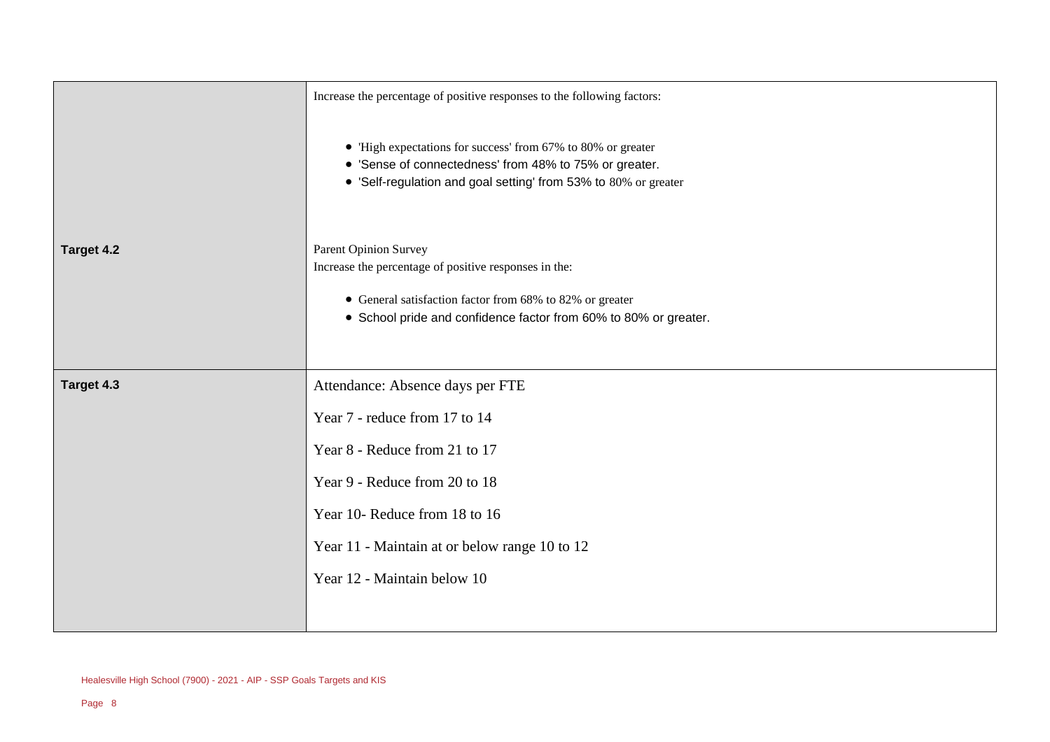| | |
|---|---|
| Target 4.2 | Increase the percentage of positive responses to the following factors:<br><br>• 'High expectations for success' from 67% to 80% or greater<br>• 'Sense of connectedness' from 48% to 75% or greater.<br>• 'Self-regulation and goal setting' from 53% to 80% or greater<br><br>Parent Opinion Survey<br>Increase the percentage of positive responses in the:<br><br>• General satisfaction factor from 68% to 82% or greater<br>• School pride and confidence factor from 60% to 80% or greater. |
| Target 4.3 | Attendance: Absence days per FTE<br><br>Year 7 - reduce from 17 to 14<br><br>Year 8 - Reduce from 21 to 17<br><br>Year 9 - Reduce from 20 to 18<br><br>Year 10- Reduce from 18 to 16<br><br>Year 11 - Maintain at or below range 10 to 12<br><br>Year 12 - Maintain below 10 |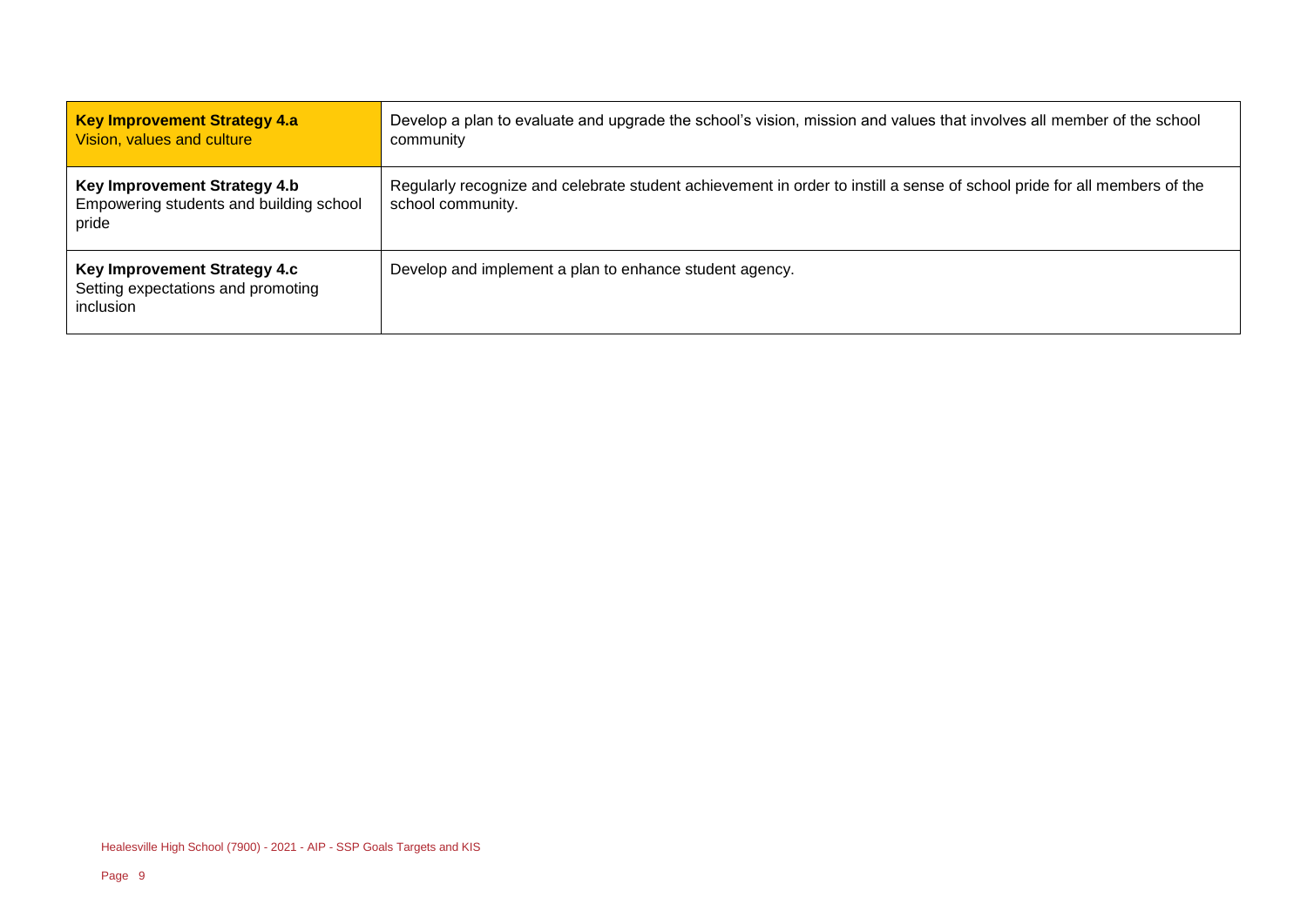| **Key Improvement Strategy 4.a** Vision, values and culture | Develop a plan to evaluate and upgrade the school's vision, mission and values that involves all member of the school community |
|---|---|
| **Key Improvement Strategy 4.b** Empowering students and building school pride | Regularly recognize and celebrate student achievement in order to instill a sense of school pride for all members of the school community. |
| **Key Improvement Strategy 4.c** Setting expectations and promoting inclusion | Develop and implement a plan to enhance student agency. |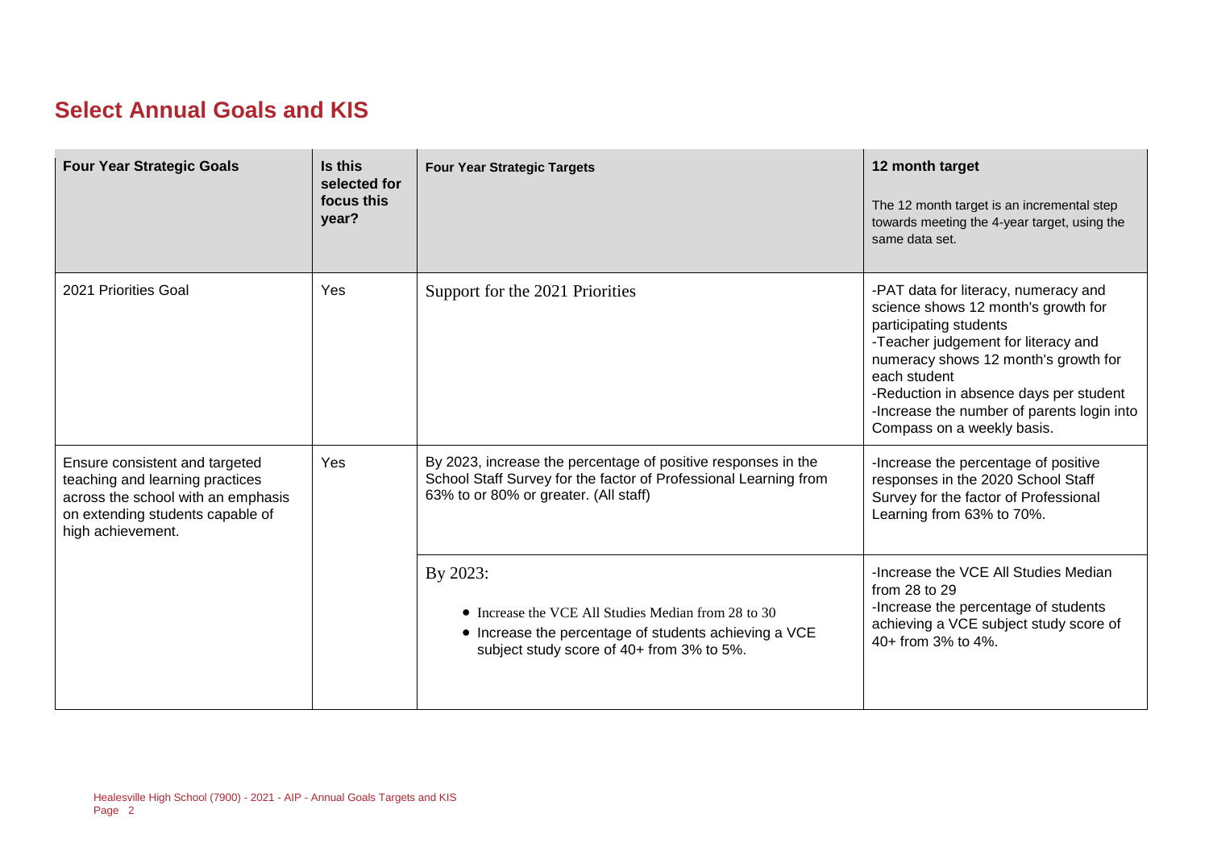## Select Annual Goals and KIS

| Four Year Strategic Goals | Is this selected for focus this year? | Four Year Strategic Targets | 12 month target<br><br>The 12 month target is an incremental step towards meeting the 4-year target, using the same data set. |
|---|---|---|---|
| 2021 Priorities Goal | Yes | Support for the 2021 Priorities | -PAT data for literacy, numeracy and science shows 12 month's growth for participating students<br>-Teacher judgement for literacy and numeracy shows 12 month's growth for each student<br>-Reduction in absence days per student<br>-Increase the number of parents login into Compass on a weekly basis. |
| Ensure consistent and targeted teaching and learning practices across the school with an emphasis on extending students capable of high achievement. | Yes | By 2023, increase the percentage of positive responses in the School Staff Survey for the factor of Professional Learning from 63% to or 80% or greater. (All staff) | -Increase the percentage of positive responses in the 2020 School Staff Survey for the factor of Professional Learning from 63% to 70%. |
| | | By 2023:<br>• Increase the VCE All Studies Median from 28 to 30<br>• Increase the percentage of students achieving a VCE subject study score of 40+ from 3% to 5%. | -Increase the VCE All Studies Median from 28 to 29<br>-Increase the percentage of students achieving a VCE subject study score of 40+ from 3% to 4%. |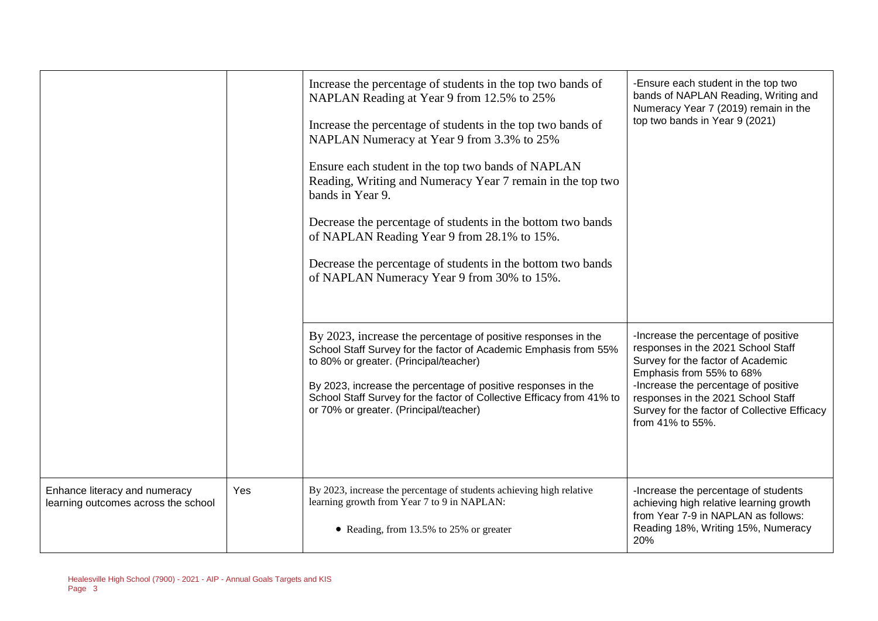| | | | |
|---|---|---|---|
| | | Increase the percentage of students in the top two bands of NAPLAN Reading at Year 9 from 12.5% to 25%<br><br>Increase the percentage of students in the top two bands of NAPLAN Numeracy at Year 9 from 3.3% to 25%<br><br>Ensure each student in the top two bands of NAPLAN Reading, Writing and Numeracy Year 7 remain in the top two bands in Year 9.<br><br>Decrease the percentage of students in the bottom two bands of NAPLAN Reading Year 9 from 28.1% to 15%.<br><br>Decrease the percentage of students in the bottom two bands of NAPLAN Numeracy Year 9 from 30% to 15%. | -Ensure each student in the top two bands of NAPLAN Reading, Writing and Numeracy Year 7 (2019) remain in the top two bands in Year 9 (2021) |
| | | By 2023, increase the percentage of positive responses in the School Staff Survey for the factor of Academic Emphasis from 55% to 80% or greater. (Principal/teacher)<br><br>By 2023, increase the percentage of positive responses in the School Staff Survey for the factor of Collective Efficacy from 41% to or 70% or greater. (Principal/teacher) | -Increase the percentage of positive responses in the 2021 School Staff Survey for the factor of Academic Emphasis from 55% to 68%<br>-Increase the percentage of positive responses in the 2021 School Staff Survey for the factor of Collective Efficacy from 41% to 55%. |
| Enhance literacy and numeracy learning outcomes across the school | Yes | By 2023, increase the percentage of students achieving high relative learning growth from Year 7 to 9 in NAPLAN:<br><br>• Reading, from 13.5% to 25% or greater | -Increase the percentage of students achieving high relative learning growth from Year 7-9 in NAPLAN as follows: Reading 18%, Writing 15%, Numeracy 20% |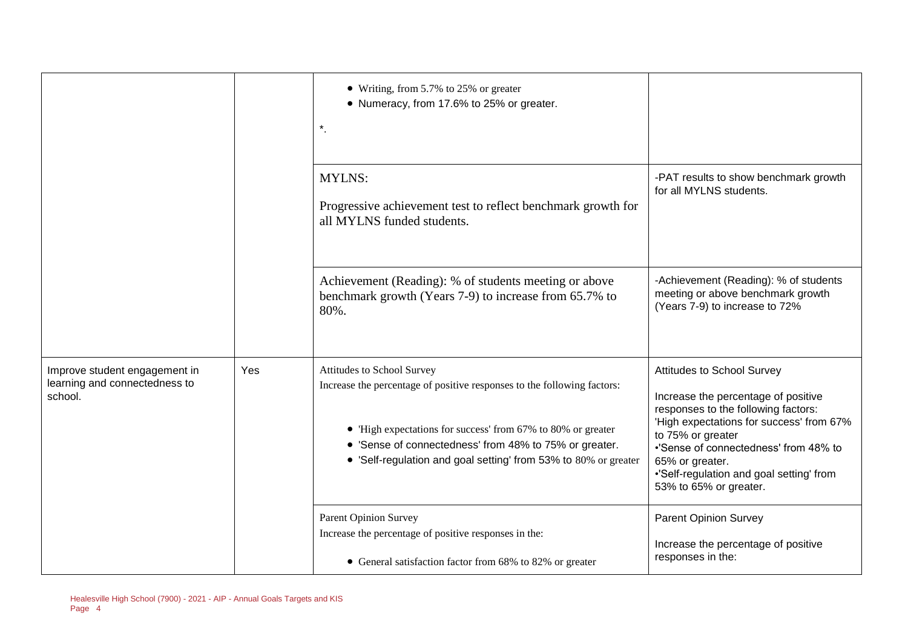| | | | |
|---|---|---|---|
| | | • Writing, from 5.7% to 25% or greater<br>• Numeracy, from 17.6% to 25% or greater.<br><br>*. | |
| | | MYLNS:<br><br>Progressive achievement test to reflect benchmark growth for all MYLNS funded students. | -PAT results to show benchmark growth for all MYLNS students. |
| | | Achievement (Reading): % of students meeting or above benchmark growth (Years 7-9) to increase from 65.7% to 80%. | -Achievement (Reading): % of students meeting or above benchmark growth (Years 7-9) to increase to 72% |
| Improve student engagement in learning and connectedness to school. | Yes | Attitudes to School Survey<br>Increase the percentage of positive responses to the following factors:<br><br>• 'High expectations for success' from 67% to 80% or greater<br>• 'Sense of connectedness' from 48% to 75% or greater.<br>• 'Self-regulation and goal setting' from 53% to 80% or greater | Attitudes to School Survey<br><br>Increase the percentage of positive responses to the following factors:<br>'High expectations for success' from 67% to 75% or greater<br>•'Sense of connectedness' from 48% to 65% or greater.<br>•'Self-regulation and goal setting' from 53% to 65% or greater. |
| | | Parent Opinion Survey<br>Increase the percentage of positive responses in the:<br><br>• General satisfaction factor from 68% to 82% or greater | Parent Opinion Survey<br><br>Increase the percentage of positive responses in the: |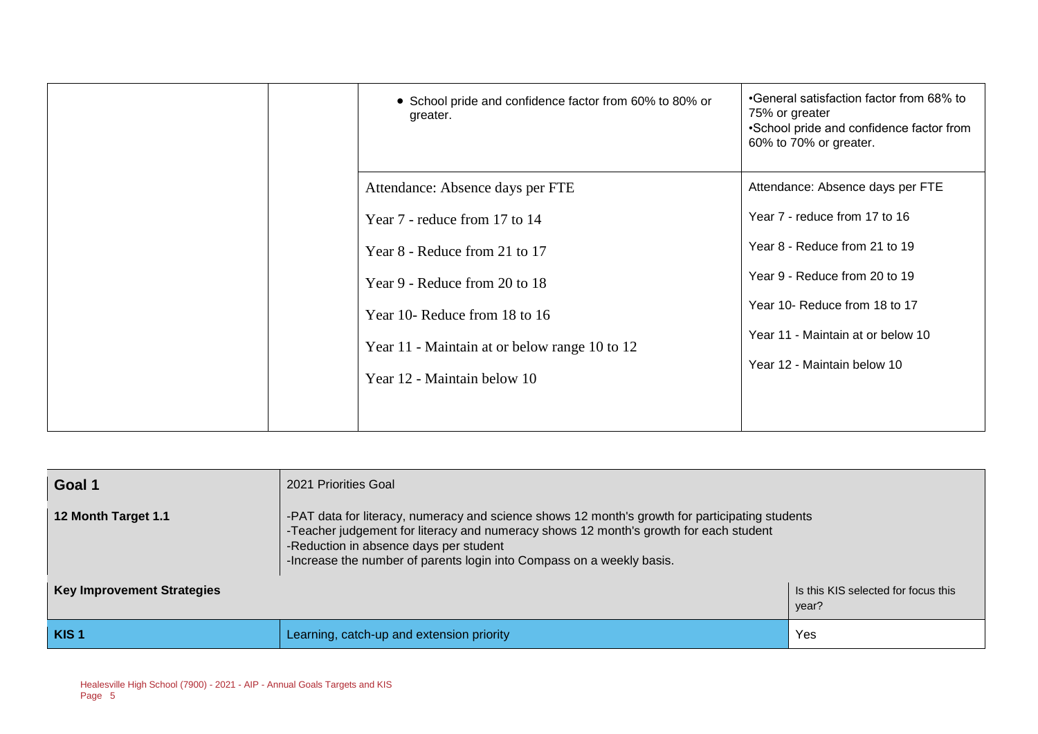| | | | |
|---|---|---|---|
| | | • School pride and confidence factor from 60% to 80% or greater. | •General satisfaction factor from 68% to 75% or greater<br>•School pride and confidence factor from 60% to 70% or greater. |
| | | Attendance: Absence days per FTE<br>Year 7 - reduce from 17 to 14<br>Year 8 - Reduce from 21 to 17<br>Year 9 - Reduce from 20 to 18<br>Year 10- Reduce from 18 to 16<br>Year 11 - Maintain at or below range 10 to 12<br>Year 12 - Maintain below 10 | Attendance: Absence days per FTE<br>Year 7 - reduce from 17 to 16<br>Year 8 - Reduce from 21 to 19<br>Year 9 - Reduce from 20 to 19<br>Year 10- Reduce from 18 to 17<br>Year 11 - Maintain at or below 10<br>Year 12 - Maintain below 10 |

| | | |
|---|---|---|
| **Goal 1** | 2021 Priorities Goal | |
| **12 Month Target 1.1** | -PAT data for literacy, numeracy and science shows 12 month's growth for participating students<br>-Teacher judgement for literacy and numeracy shows 12 month's growth for each student<br>-Reduction in absence days per student<br>-Increase the number of parents login into Compass on a weekly basis. | |
| **Key Improvement Strategies** | | Is this KIS selected for focus this year? |
| **KIS 1** | Learning, catch-up and extension priority | Yes |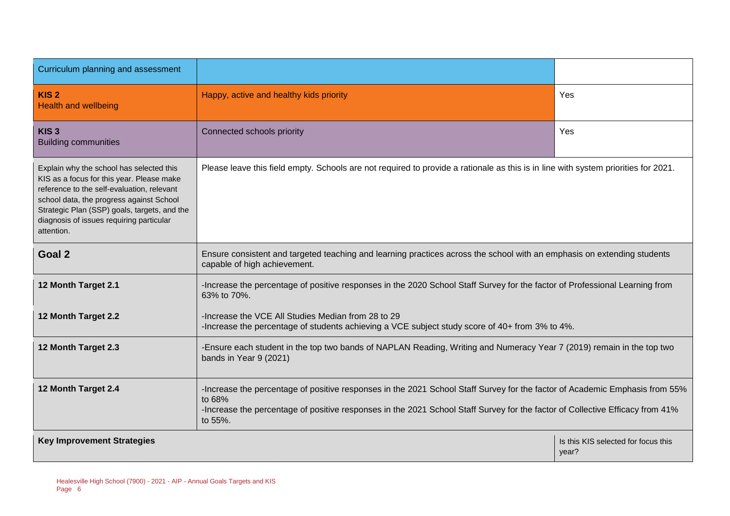| Curriculum planning and assessment | | |
|---|---|---|
| **KIS 2**<br>Health and wellbeing | Happy, active and healthy kids priority | Yes |
| **KIS 3**<br>Building communities | Connected schools priority | Yes |
| Explain why the school has selected this KIS as a focus for this year. Please make reference to the self-evaluation, relevant school data, the progress against School Strategic Plan (SSP) goals, targets, and the diagnosis of issues requiring particular attention. | Please leave this field empty. Schools are not required to provide a rationale as this is in line with system priorities for 2021. | |
| **Goal 2** | Ensure consistent and targeted teaching and learning practices across the school with an emphasis on extending students capable of high achievement. | |
| **12 Month Target 2.1** | -Increase the percentage of positive responses in the 2020 School Staff Survey for the factor of Professional Learning from 63% to 70%. | |
| **12 Month Target 2.2** | -Increase the VCE All Studies Median from 28 to 29<br>-Increase the percentage of students achieving a VCE subject study score of 40+ from 3% to 4%. | |
| **12 Month Target 2.3** | -Ensure each student in the top two bands of NAPLAN Reading, Writing and Numeracy Year 7 (2019) remain in the top two bands in Year 9 (2021) | |
| **12 Month Target 2.4** | -Increase the percentage of positive responses in the 2021 School Staff Survey for the factor of Academic Emphasis from 55% to 68%<br>-Increase the percentage of positive responses in the 2021 School Staff Survey for the factor of Collective Efficacy from 41% to 55%. | |
| **Key Improvement Strategies** | | Is this KIS selected for focus this year? |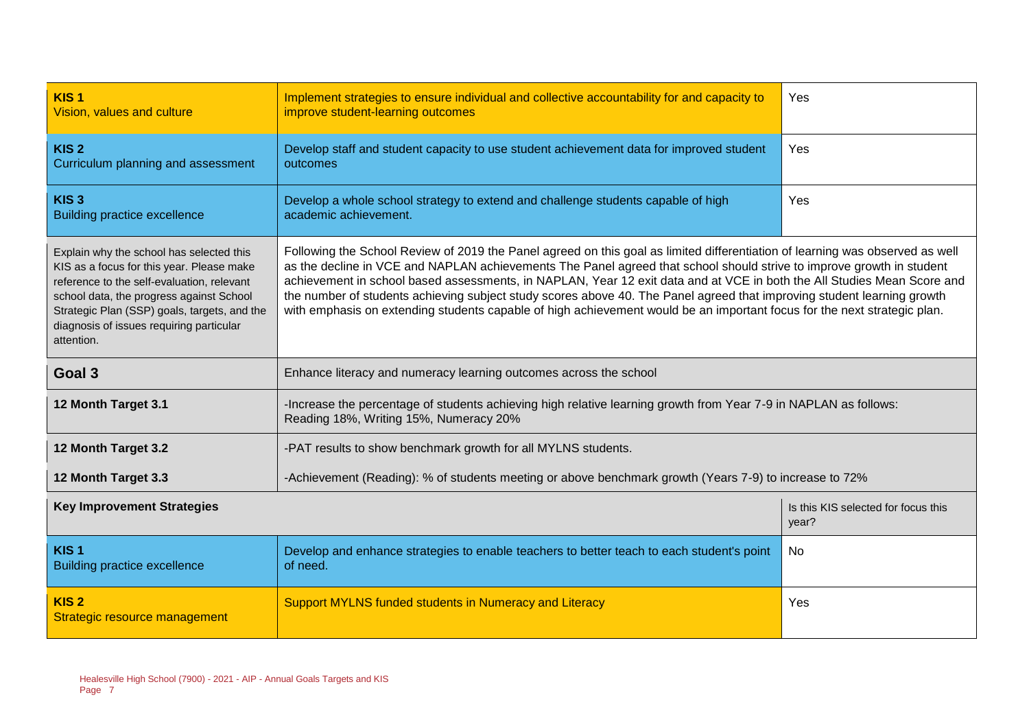| | | |
|---|---|---|
| **KIS 1**<br>Vision, values and culture | Implement strategies to ensure individual and collective accountability for and capacity to improve student-learning outcomes | Yes |
| **KIS 2**<br>Curriculum planning and assessment | Develop staff and student capacity to use student achievement data for improved student outcomes | Yes |
| **KIS 3**<br>Building practice excellence | Develop a whole school strategy to extend and challenge students capable of high academic achievement. | Yes |
| Explain why the school has selected this KIS as a focus for this year. Please make reference to the self-evaluation, relevant school data, the progress against School Strategic Plan (SSP) goals, targets, and the diagnosis of issues requiring particular attention. | Following the School Review of 2019 the Panel agreed on this goal as limited differentiation of learning was observed as well as the decline in VCE and NAPLAN achievements The Panel agreed that school should strive to improve growth in student achievement in school based assessments, in NAPLAN, Year 12 exit data and at VCE in both the All Studies Mean Score and the number of students achieving subject study scores above 40. The Panel agreed that improving student learning growth with emphasis on extending students capable of high achievement would be an important focus for the next strategic plan. | |
| **Goal 3** | Enhance literacy and numeracy learning outcomes across the school | |
| **12 Month Target 3.1** | -Increase the percentage of students achieving high relative learning growth from Year 7-9 in NAPLAN as follows: Reading 18%, Writing 15%, Numeracy 20% | |
| **12 Month Target 3.2** | -PAT results to show benchmark growth for all MYLNS students. | |
| **12 Month Target 3.3** | -Achievement (Reading): % of students meeting or above benchmark growth (Years 7-9) to increase to 72% | |
| **Key Improvement Strategies** | | Is this KIS selected for focus this year? |
| **KIS 1**<br>Building practice excellence | Develop and enhance strategies to enable teachers to better teach to each student's point of need. | No |
| **KIS 2**<br>Strategic resource management | Support MYLNS funded students in Numeracy and Literacy | Yes |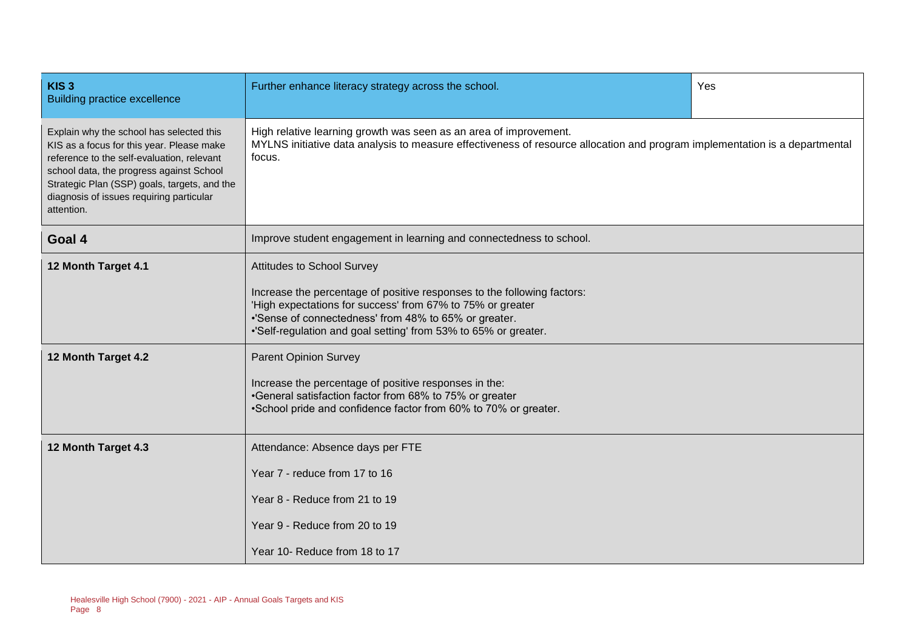| KIS 3<br>Building practice excellence | Further enhance literacy strategy across the school. | Yes |
| --- | --- | --- |
| Explain why the school has selected this KIS as a focus for this year. Please make reference to the self-evaluation, relevant school data, the progress against School Strategic Plan (SSP) goals, targets, and the diagnosis of issues requiring particular attention. | High relative learning growth was seen as an area of improvement.<br>MYLNS initiative data analysis to measure effectiveness of resource allocation and program implementation is a departmental focus. | |
| **Goal 4** | Improve student engagement in learning and connectedness to school. | |
| **12 Month Target 4.1** | Attitudes to School Survey<br><br>Increase the percentage of positive responses to the following factors:<br>'High expectations for success' from 67% to 75% or greater<br>•'Sense of connectedness' from 48% to 65% or greater.<br>•'Self-regulation and goal setting' from 53% to 65% or greater. | |
| **12 Month Target 4.2** | Parent Opinion Survey<br><br>Increase the percentage of positive responses in the:<br>•General satisfaction factor from 68% to 75% or greater<br>•School pride and confidence factor from 60% to 70% or greater. | |
| **12 Month Target 4.3** | Attendance: Absence days per FTE<br><br>Year 7 - reduce from 17 to 16<br><br>Year 8 - Reduce from 21 to 19<br><br>Year 9 - Reduce from 20 to 19<br><br>Year 10- Reduce from 18 to 17 | |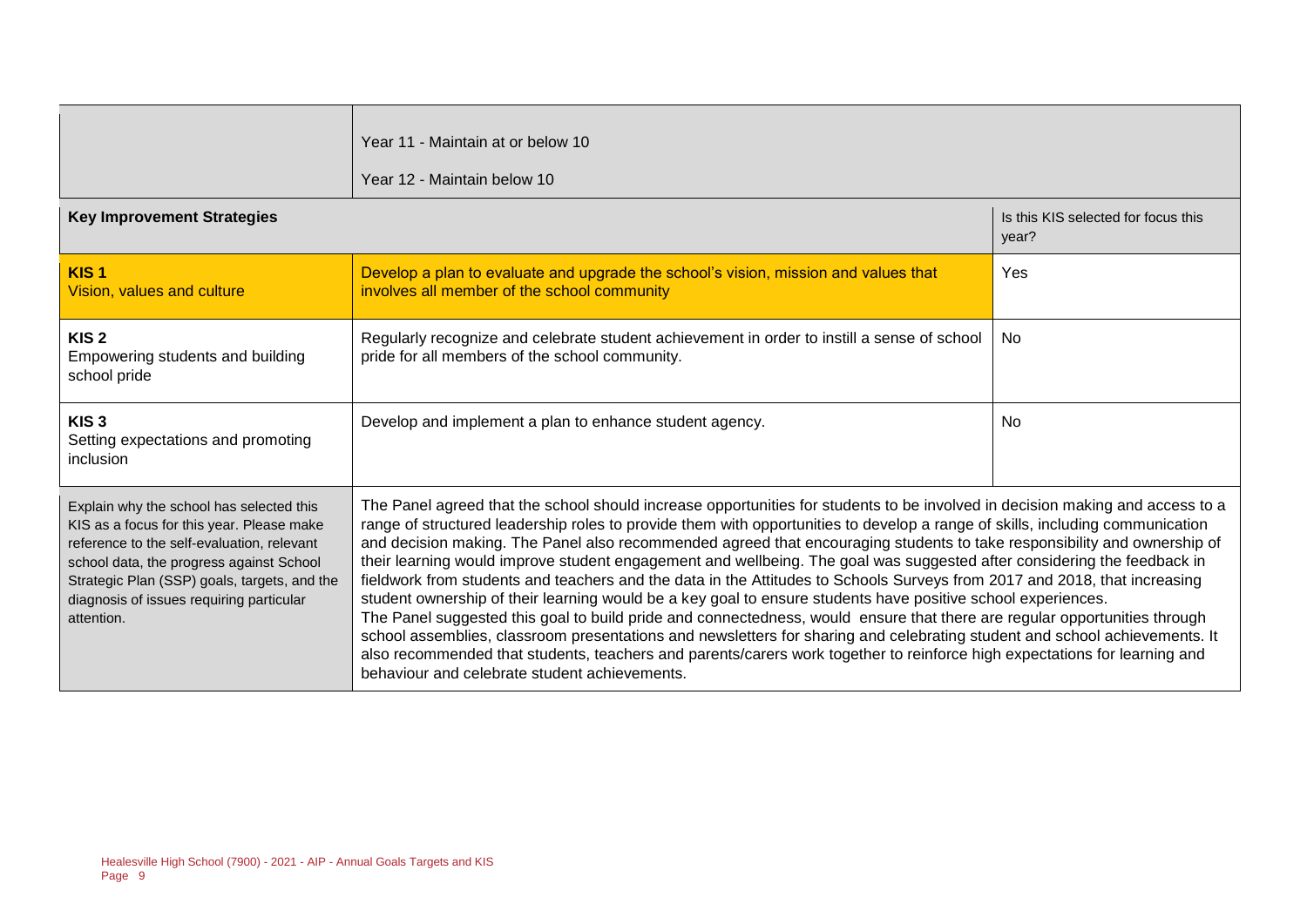| | | |
|---|---|---|
| | Year 11 - Maintain at or below 10<br><br>Year 12 - Maintain below 10 | |
| **Key Improvement Strategies** | | Is this KIS selected for focus this year? |
| **KIS 1**<br>Vision, values and culture | Develop a plan to evaluate and upgrade the school's vision, mission and values that involves all member of the school community | Yes |
| **KIS 2**<br>Empowering students and building school pride | Regularly recognize and celebrate student achievement in order to instill a sense of school pride for all members of the school community. | No |
| **KIS 3**<br>Setting expectations and promoting inclusion | Develop and implement a plan to enhance student agency. | No |
| Explain why the school has selected this KIS as a focus for this year. Please make reference to the self-evaluation, relevant school data, the progress against School Strategic Plan (SSP) goals, targets, and the diagnosis of issues requiring particular attention. | The Panel agreed that the school should increase opportunities for students to be involved in decision making and access to a range of structured leadership roles to provide them with opportunities to develop a range of skills, including communication and decision making. The Panel also recommended agreed that encouraging students to take responsibility and ownership of their learning would improve student engagement and wellbeing. The goal was suggested after considering the feedback in fieldwork from students and teachers and the data in the Attitudes to Schools Surveys from 2017 and 2018, that increasing student ownership of their learning would be a key goal to ensure students have positive school experiences.<br>The Panel suggested this goal to build pride and connectedness, would ensure that there are regular opportunities through school assemblies, classroom presentations and newsletters for sharing and celebrating student and school achievements. It also recommended that students, teachers and parents/carers work together to reinforce high expectations for learning and behaviour and celebrate student achievements. | |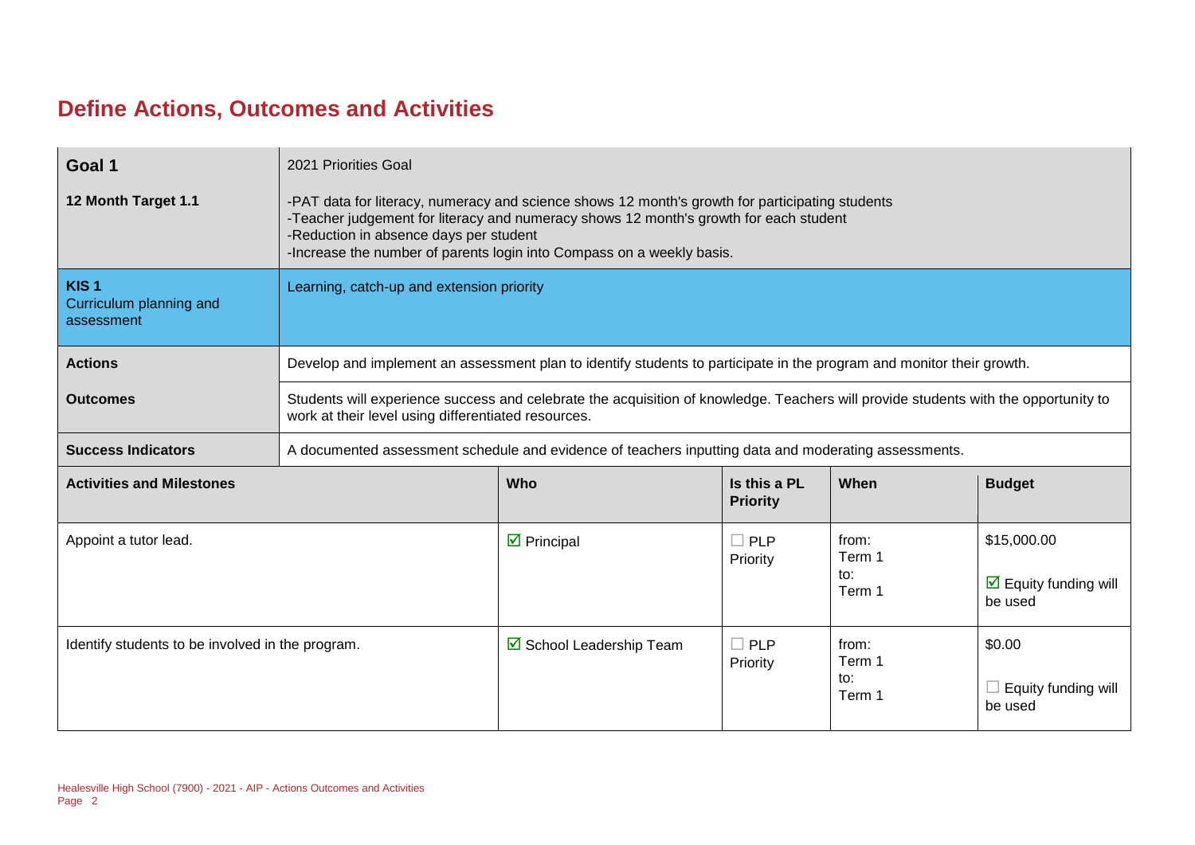# Define Actions, Outcomes and Activities

| **Goal 1** | 2021 Priorities Goal | | | |
|---|---|---|---|---|
| **12 Month Target 1.1** | -PAT data for literacy, numeracy and science shows 12 month's growth for participating students<br>-Teacher judgement for literacy and numeracy shows 12 month's growth for each student<br>-Reduction in absence days per student<br>-Increase the number of parents login into Compass on a weekly basis. | | | |
| **KIS 1**<br>Curriculum planning and assessment | Learning, catch-up and extension priority | | | |
| **Actions** | Develop and implement an assessment plan to identify students to participate in the program and monitor their growth. | | | |
| **Outcomes** | Students will experience success and celebrate the acquisition of knowledge. Teachers will provide students with the opportunity to work at their level using differentiated resources. | | | |
| **Success Indicators** | A documented assessment schedule and evidence of teachers inputting data and moderating assessments. | | | |

| **Activities and Milestones** | **Who** | **Is this a PL Priority** | **When** | **Budget** |
|---|---|---|---|---|
| Appoint a tutor lead. | ☑ Principal | ☐ PLP Priority | from: Term 1<br>to: Term 1 | $15,000.00<br><br>☑ Equity funding will be used |
| Identify students to be involved in the program. | ☑ School Leadership Team | ☐ PLP Priority | from: Term 1<br>to: Term 1 | $0.00<br><br>☐ Equity funding will be used |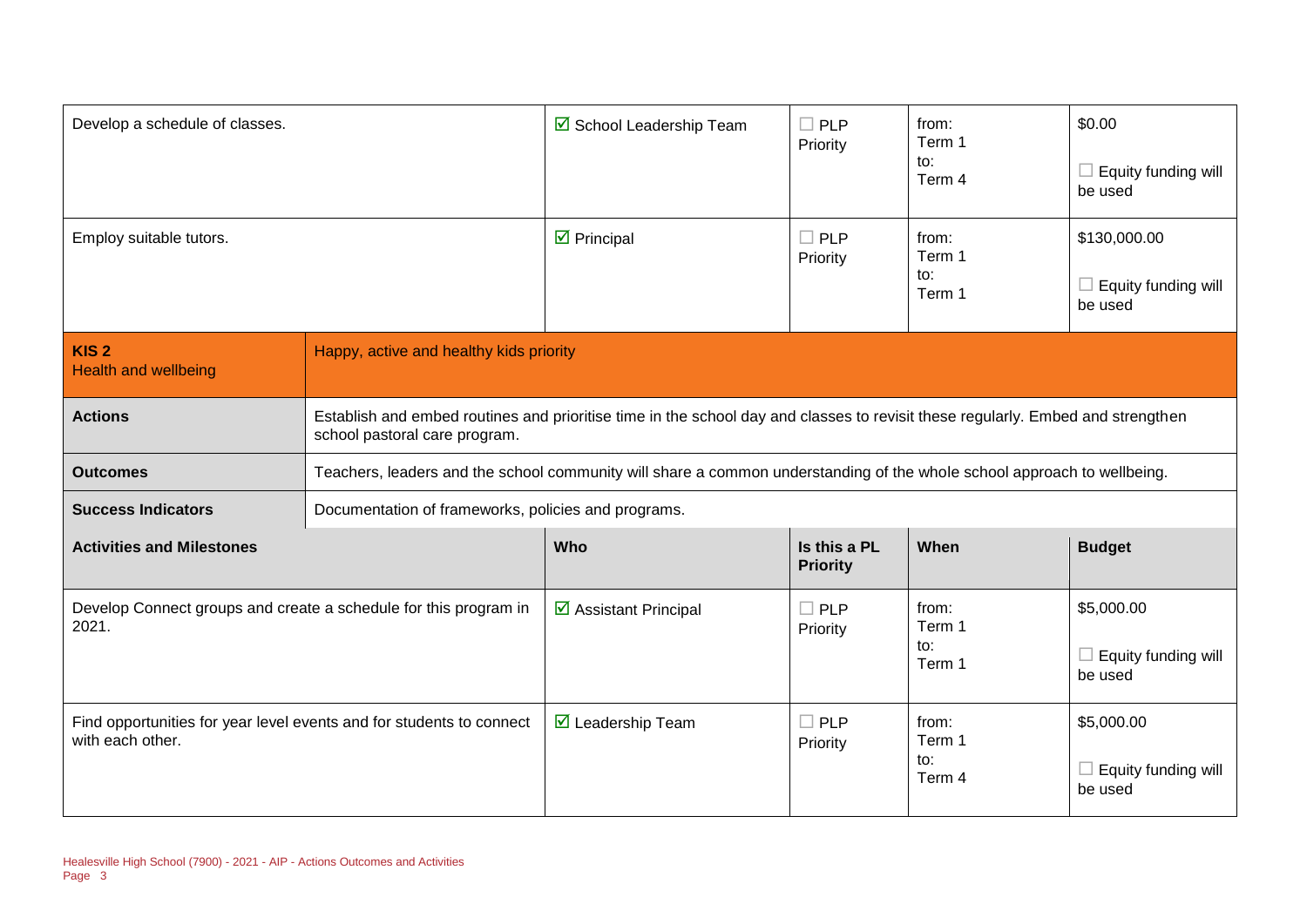| Activities and Milestones | Who | Is this a PL Priority | When | Budget |
|---|---|---|---|---|
| Develop a schedule of classes. | ☑ School Leadership Team | ☐ PLP Priority | from: Term 1 to: Term 4 | $0.00 ☐ Equity funding will be used |
| Employ suitable tutors. | ☑ Principal | ☐ PLP Priority | from: Term 1 to: Term 1 | $130,000.00 ☐ Equity funding will be used |

| **KIS 2** Health and wellbeing | Happy, active and healthy kids priority |
|---|---|
| **Actions** | Establish and embed routines and prioritise time in the school day and classes to revisit these regularly. Embed and strengthen school pastoral care program. |
| **Outcomes** | Teachers, leaders and the school community will share a common understanding of the whole school approach to wellbeing. |
| **Success Indicators** | Documentation of frameworks, policies and programs. |

| Activities and Milestones | Who | Is this a PL Priority | When | Budget |
|---|---|---|---|---|
| Develop Connect groups and create a schedule for this program in 2021. | ☑ Assistant Principal | ☐ PLP Priority | from: Term 1 to: Term 1 | $5,000.00 ☐ Equity funding will be used |
| Find opportunities for year level events and for students to connect with each other. | ☑ Leadership Team | ☐ PLP Priority | from: Term 1 to: Term 4 | $5,000.00 ☐ Equity funding will be used |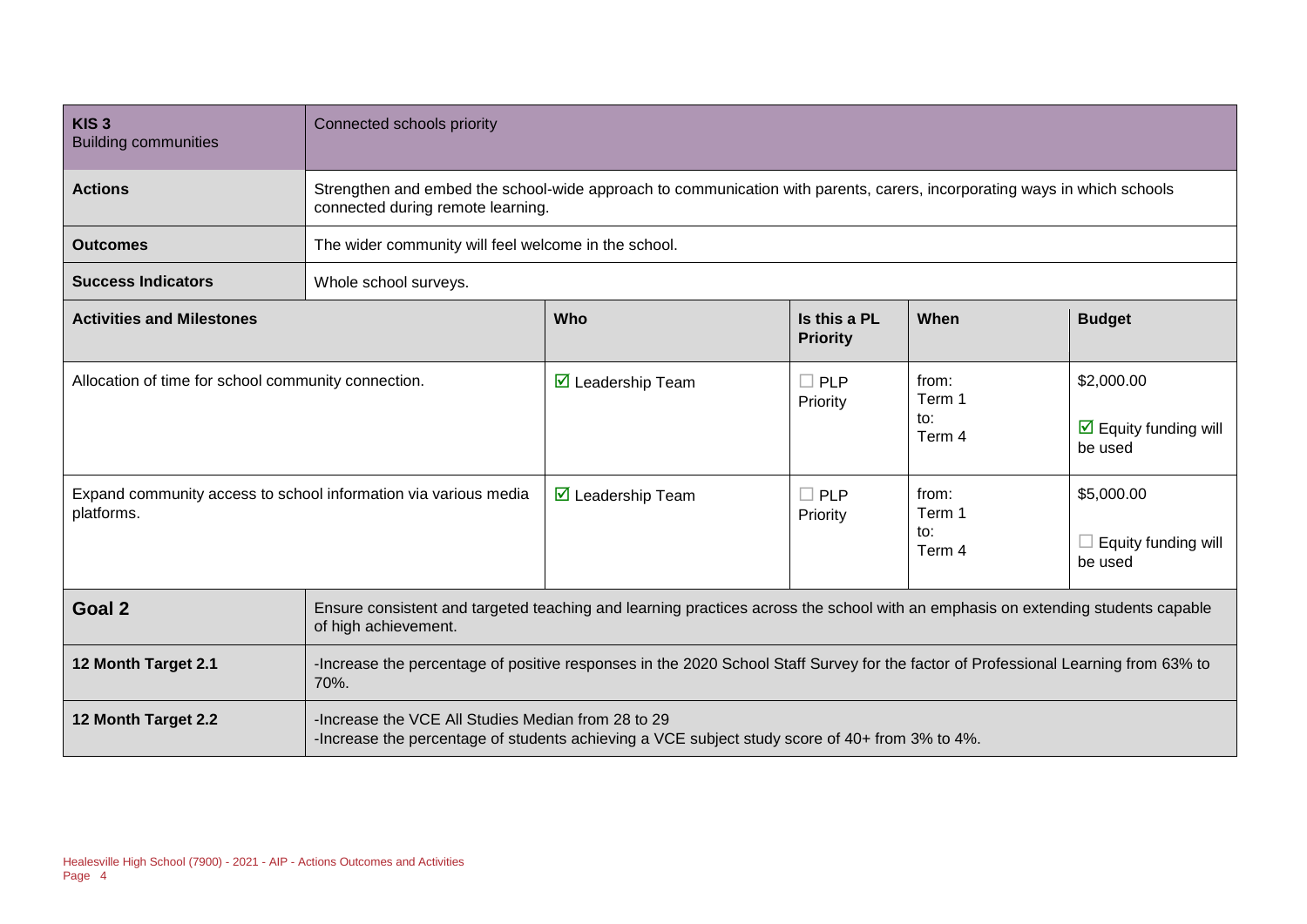| KIS 3<br>Building communities | Connected schools priority | | | | |
|---|---|---|---|---|---|
| **Actions** | Strengthen and embed the school-wide approach to communication with parents, carers, incorporating ways in which schools connected during remote learning. | | | | |
| **Outcomes** | The wider community will feel welcome in the school. | | | | |
| **Success Indicators** | Whole school surveys. | | | | |
| **Activities and Milestones** | | **Who** | **Is this a PL Priority** | **When** | **Budget** |
| Allocation of time for school community connection. | | ☑ Leadership Team | ☐ PLP Priority | from: Term 1<br>to: Term 4 | $2,000.00<br>☑ Equity funding will be used |
| Expand community access to school information via various media platforms. | | ☑ Leadership Team | ☐ PLP Priority | from: Term 1<br>to: Term 4 | $5,000.00<br>☐ Equity funding will be used |

| **Goal 2** | Ensure consistent and targeted teaching and learning practices across the school with an emphasis on extending students capable of high achievement. |
|---|---|
| **12 Month Target 2.1** | -Increase the percentage of positive responses in the 2020 School Staff Survey for the factor of Professional Learning from 63% to 70%. |
| **12 Month Target 2.2** | -Increase the VCE All Studies Median from 28 to 29<br>-Increase the percentage of students achieving a VCE subject study score of 40+ from 3% to 4%. |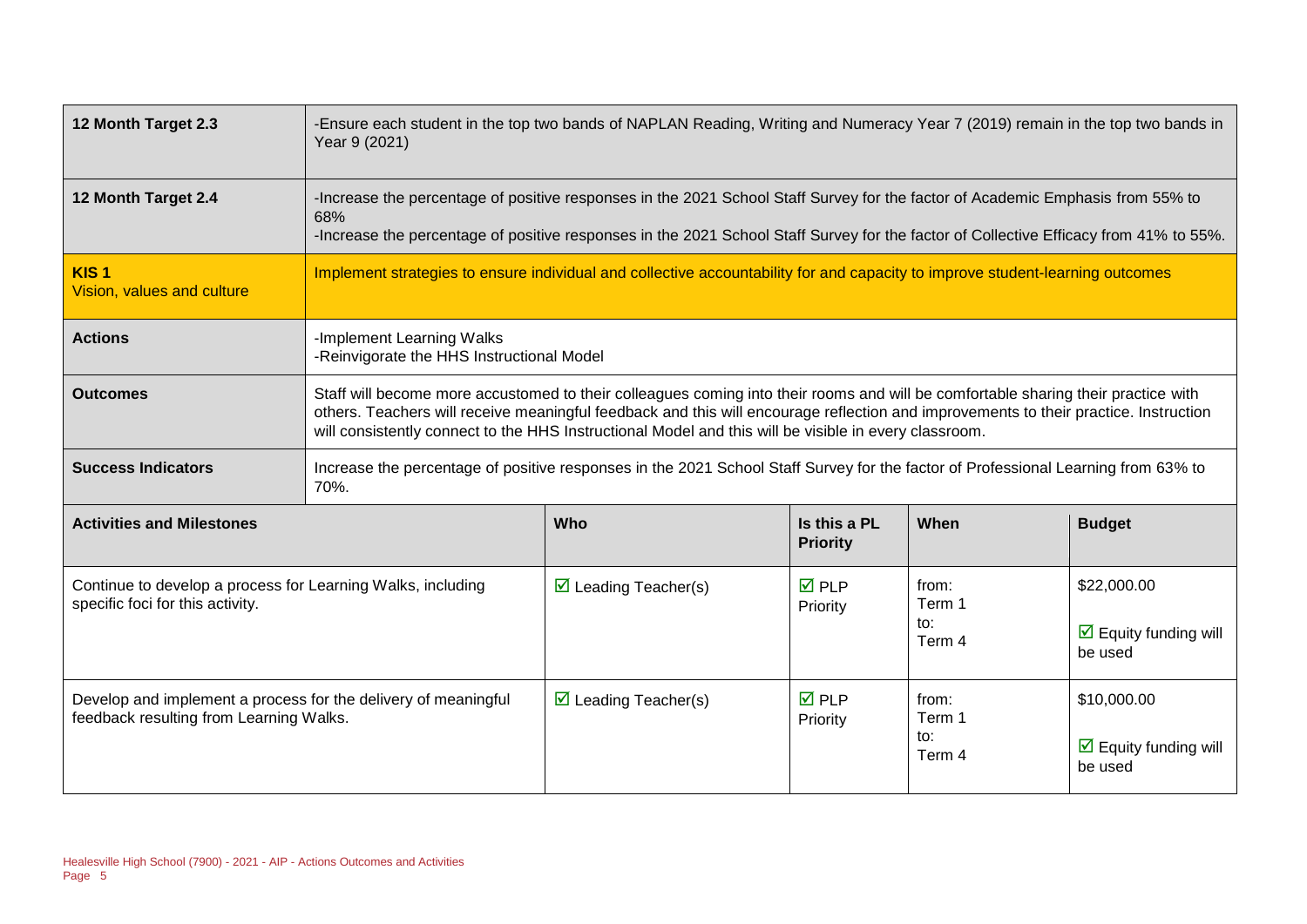| 12 Month Target 2.3 | -Ensure each student in the top two bands of NAPLAN Reading, Writing and Numeracy Year 7 (2019) remain in the top two bands in Year 9 (2021) | | | |
|---|---|---|---|---|
| **12 Month Target 2.4** | -Increase the percentage of positive responses in the 2021 School Staff Survey for the factor of Academic Emphasis from 55% to 68%<br>-Increase the percentage of positive responses in the 2021 School Staff Survey for the factor of Collective Efficacy from 41% to 55%. | | | |
| **KIS 1**<br>Vision, values and culture | Implement strategies to ensure individual and collective accountability for and capacity to improve student-learning outcomes | | | |
| **Actions** | -Implement Learning Walks<br>-Reinvigorate the HHS Instructional Model | | | |
| **Outcomes** | Staff will become more accustomed to their colleagues coming into their rooms and will be comfortable sharing their practice with others. Teachers will receive meaningful feedback and this will encourage reflection and improvements to their practice. Instruction will consistently connect to the HHS Instructional Model and this will be visible in every classroom. | | | |
| **Success Indicators** | Increase the percentage of positive responses in the 2021 School Staff Survey for the factor of Professional Learning from 63% to 70%. | | | |

| Activities and Milestones | Who | Is this a PL Priority | When | Budget |
|---|---|---|---|---|
| Continue to develop a process for Learning Walks, including specific foci for this activity. | ☑ Leading Teacher(s) | ☑ PLP Priority | from: Term 1 to: Term 4 | $22,000.00<br>☑ Equity funding will be used |
| Develop and implement a process for the delivery of meaningful feedback resulting from Learning Walks. | ☑ Leading Teacher(s) | ☑ PLP Priority | from: Term 1 to: Term 4 | $10,000.00<br>☑ Equity funding will be used |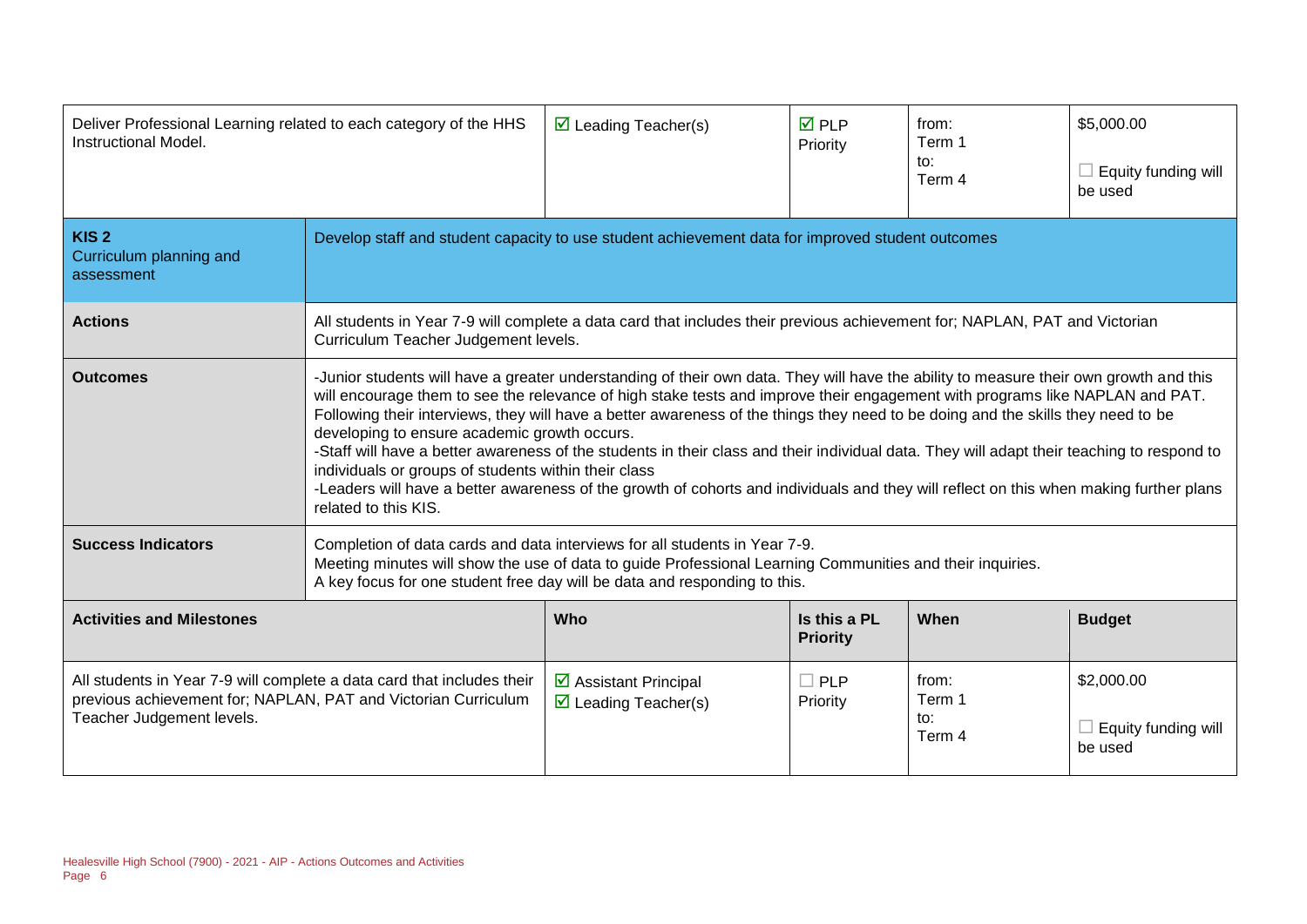| Deliver Professional Learning related to each category of the HHS Instructional Model. | | ☑ Leading Teacher(s) | ☑ PLP Priority | from: Term 1 to: Term 4 | $5,000.00 ☐ Equity funding will be used |
|---|---|---|---|---|---|
| **KIS 2** Curriculum planning and assessment | Develop staff and student capacity to use student achievement data for improved student outcomes | | | | |
| **Actions** | All students in Year 7-9 will complete a data card that includes their previous achievement for; NAPLAN, PAT and Victorian Curriculum Teacher Judgement levels. | | | | |
| **Outcomes** | -Junior students will have a greater understanding of their own data. They will have the ability to measure their own growth and this will encourage them to see the relevance of high stake tests and improve their engagement with programs like NAPLAN and PAT. Following their interviews, they will have a better awareness of the things they need to be doing and the skills they need to be developing to ensure academic growth occurs.<br>-Staff will have a better awareness of the students in their class and their individual data. They will adapt their teaching to respond to individuals or groups of students within their class<br>-Leaders will have a better awareness of the growth of cohorts and individuals and they will reflect on this when making further plans related to this KIS. | | | | |
| **Success Indicators** | Completion of data cards and data interviews for all students in Year 7-9.<br>Meeting minutes will show the use of data to guide Professional Learning Communities and their inquiries.<br>A key focus for one student free day will be data and responding to this. | | | | |
| **Activities and Milestones** | | **Who** | **Is this a PL Priority** | **When** | **Budget** |
| All students in Year 7-9 will complete a data card that includes their previous achievement for; NAPLAN, PAT and Victorian Curriculum Teacher Judgement levels. | | ☑ Assistant Principal<br>☑ Leading Teacher(s) | ☐ PLP Priority | from: Term 1 to: Term 4 | $2,000.00 ☐ Equity funding will be used |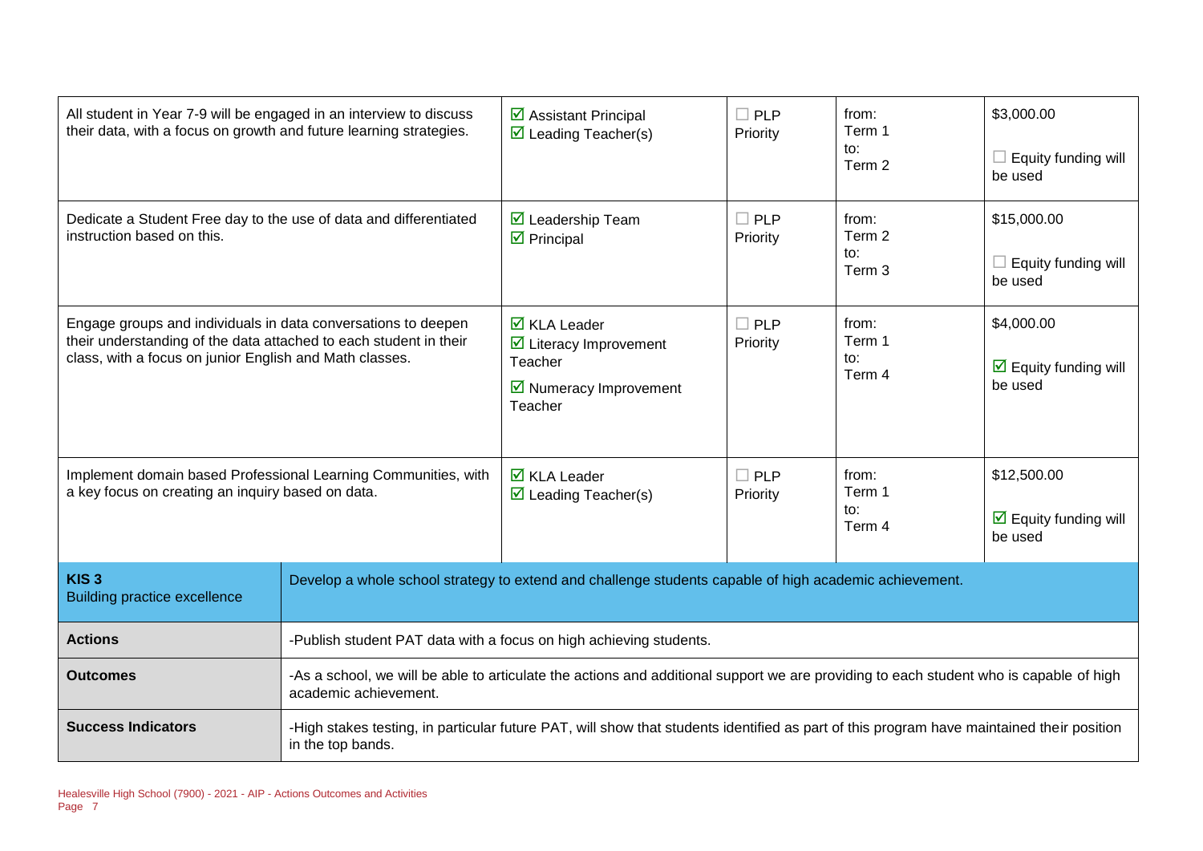| | | | | |
|---|---|---|---|---|
| All student in Year 7-9 will be engaged in an interview to discuss their data, with a focus on growth and future learning strategies. | ☑ Assistant Principal<br>☑ Leading Teacher(s) | ☐ PLP Priority | from: Term 1<br>to: Term 2 | $3,000.00<br><br>☐ Equity funding will be used |
| Dedicate a Student Free day to the use of data and differentiated instruction based on this. | ☑ Leadership Team<br>☑ Principal | ☐ PLP Priority | from: Term 2<br>to: Term 3 | $15,000.00<br><br>☐ Equity funding will be used |
| Engage groups and individuals in data conversations to deepen their understanding of the data attached to each student in their class, with a focus on junior English and Math classes. | ☑ KLA Leader<br>☑ Literacy Improvement Teacher<br>☑ Numeracy Improvement Teacher | ☐ PLP Priority | from: Term 1<br>to: Term 4 | $4,000.00<br><br>☑ Equity funding will be used |
| Implement domain based Professional Learning Communities, with a key focus on creating an inquiry based on data. | ☑ KLA Leader<br>☑ Leading Teacher(s) | ☐ PLP Priority | from: Term 1<br>to: Term 4 | $12,500.00<br><br>☑ Equity funding will be used |

| | |
|---|---|
| **KIS 3**<br>Building practice excellence | Develop a whole school strategy to extend and challenge students capable of high academic achievement. |
| **Actions** | -Publish student PAT data with a focus on high achieving students. |
| **Outcomes** | -As a school, we will be able to articulate the actions and additional support we are providing to each student who is capable of high academic achievement. |
| **Success Indicators** | -High stakes testing, in particular future PAT, will show that students identified as part of this program have maintained their position in the top bands. |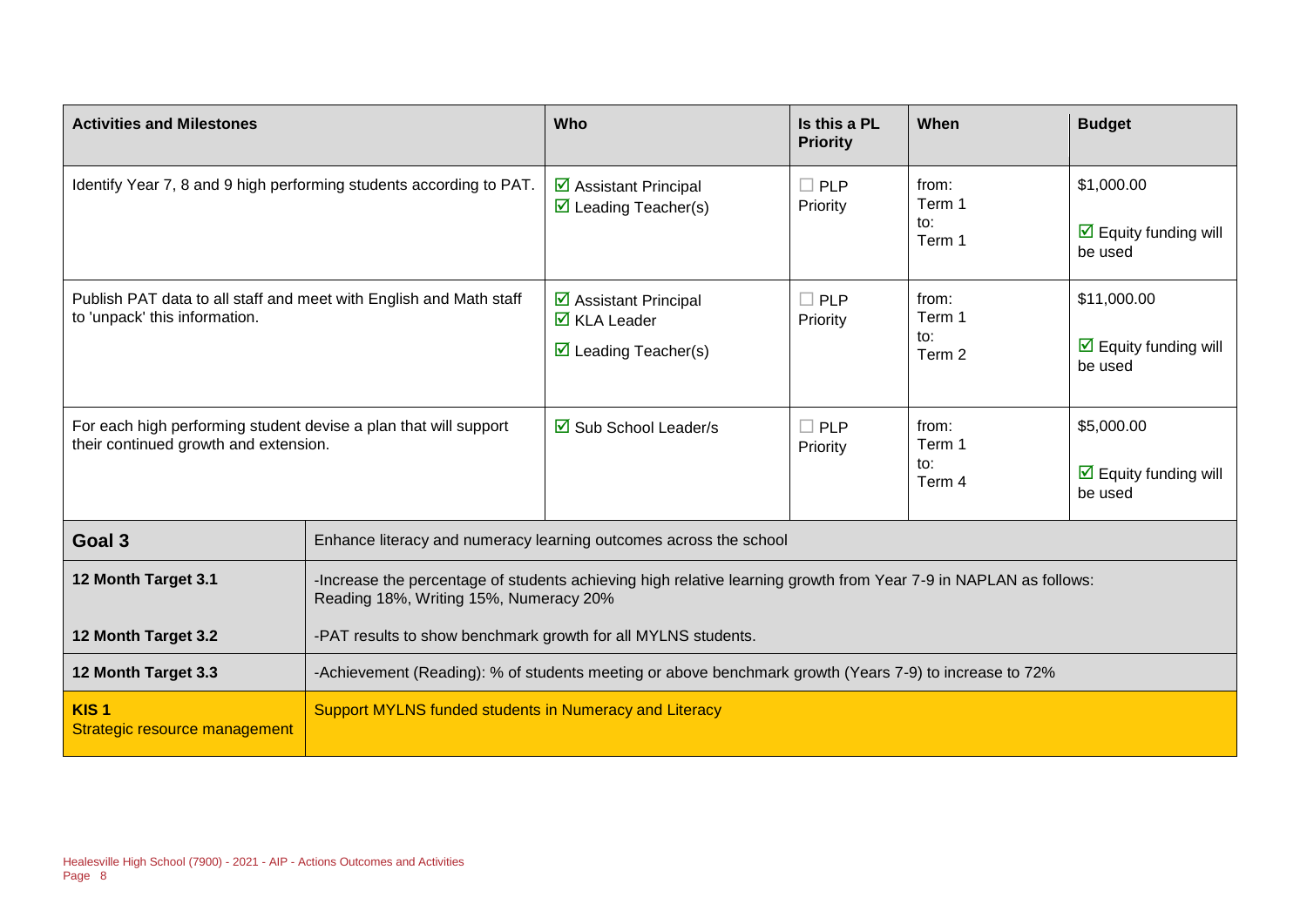| Activities and Milestones | Who | Is this a PL Priority | When | Budget |
|---|---|---|---|---|
| Identify Year 7, 8 and 9 high performing students according to PAT. | ☑ Assistant Principal<br>☑ Leading Teacher(s) | ☐ PLP Priority | from: Term 1<br>to: Term 1 | $1,000.00<br><br>☑ Equity funding will be used |
| Publish PAT data to all staff and meet with English and Math staff to 'unpack' this information. | ☑ Assistant Principal<br>☑ KLA Leader<br>☑ Leading Teacher(s) | ☐ PLP Priority | from: Term 1<br>to: Term 2 | $11,000.00<br><br>☑ Equity funding will be used |
| For each high performing student devise a plan that will support their continued growth and extension. | ☑ Sub School Leader/s | ☐ PLP Priority | from: Term 1<br>to: Term 4 | $5,000.00<br><br>☑ Equity funding will be used |

| | |
|---|---|
| **Goal 3** | Enhance literacy and numeracy learning outcomes across the school |
| **12 Month Target 3.1** | -Increase the percentage of students achieving high relative learning growth from Year 7-9 in NAPLAN as follows: Reading 18%, Writing 15%, Numeracy 20% |
| **12 Month Target 3.2** | -PAT results to show benchmark growth for all MYLNS students. |
| **12 Month Target 3.3** | -Achievement (Reading): % of students meeting or above benchmark growth (Years 7-9) to increase to 72% |
| **KIS 1**<br>Strategic resource management | Support MYLNS funded students in Numeracy and Literacy |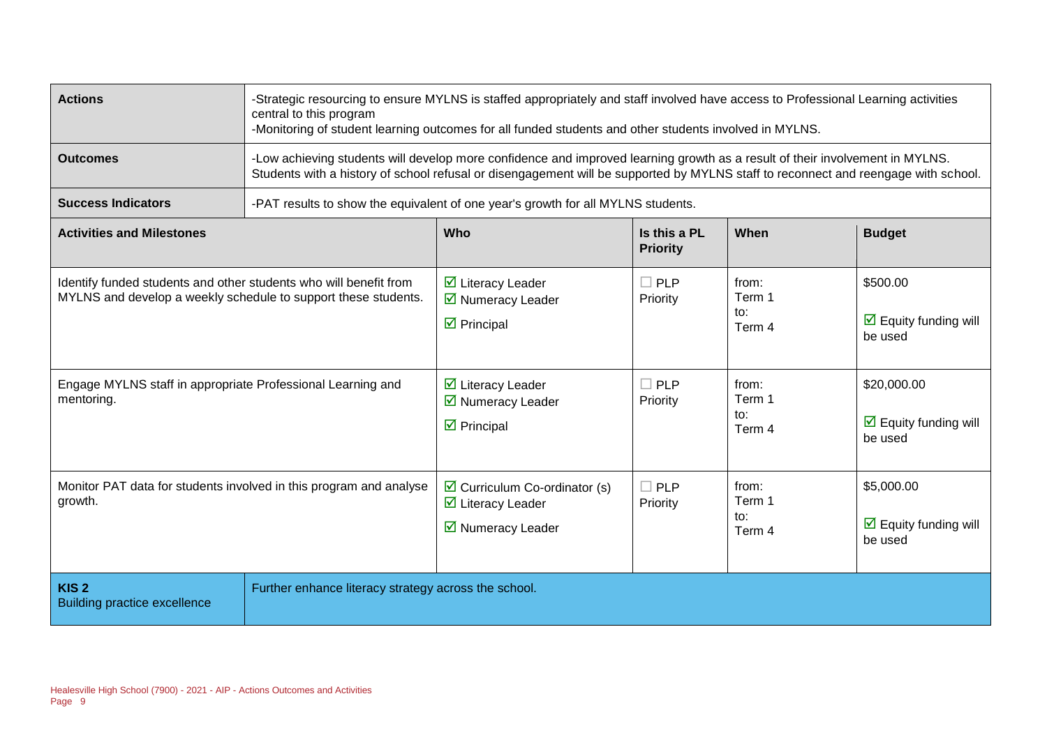| Actions | -Strategic resourcing to ensure MYLNS is staffed appropriately and staff involved have access to Professional Learning activities central to this program<br>-Monitoring of student learning outcomes for all funded students and other students involved in MYLNS. | | | |
|---|---|---|---|---|
| **Outcomes** | -Low achieving students will develop more confidence and improved learning growth as a result of their involvement in MYLNS. Students with a history of school refusal or disengagement will be supported by MYLNS staff to reconnect and reengage with school. | | | |
| **Success Indicators** | -PAT results to show the equivalent of one year's growth for all MYLNS students. | | | |
| **Activities and Milestones** | **Who** | **Is this a PL Priority** | **When** | **Budget** |
| Identify funded students and other students who will benefit from MYLNS and develop a weekly schedule to support these students. | ☑ Literacy Leader<br>☑ Numeracy Leader<br>☑ Principal | ☐ PLP Priority | from: Term 1<br>to: Term 4 | $500.00<br>☑ Equity funding will be used |
| Engage MYLNS staff in appropriate Professional Learning and mentoring. | ☑ Literacy Leader<br>☑ Numeracy Leader<br>☑ Principal | ☐ PLP Priority | from: Term 1<br>to: Term 4 | $20,000.00<br>☑ Equity funding will be used |
| Monitor PAT data for students involved in this program and analyse growth. | ☑ Curriculum Co-ordinator (s)<br>☑ Literacy Leader<br>☑ Numeracy Leader | ☐ PLP Priority | from: Term 1<br>to: Term 4 | $5,000.00<br>☑ Equity funding will be used |
| **KIS 2**<br>Building practice excellence | Further enhance literacy strategy across the school. | | | |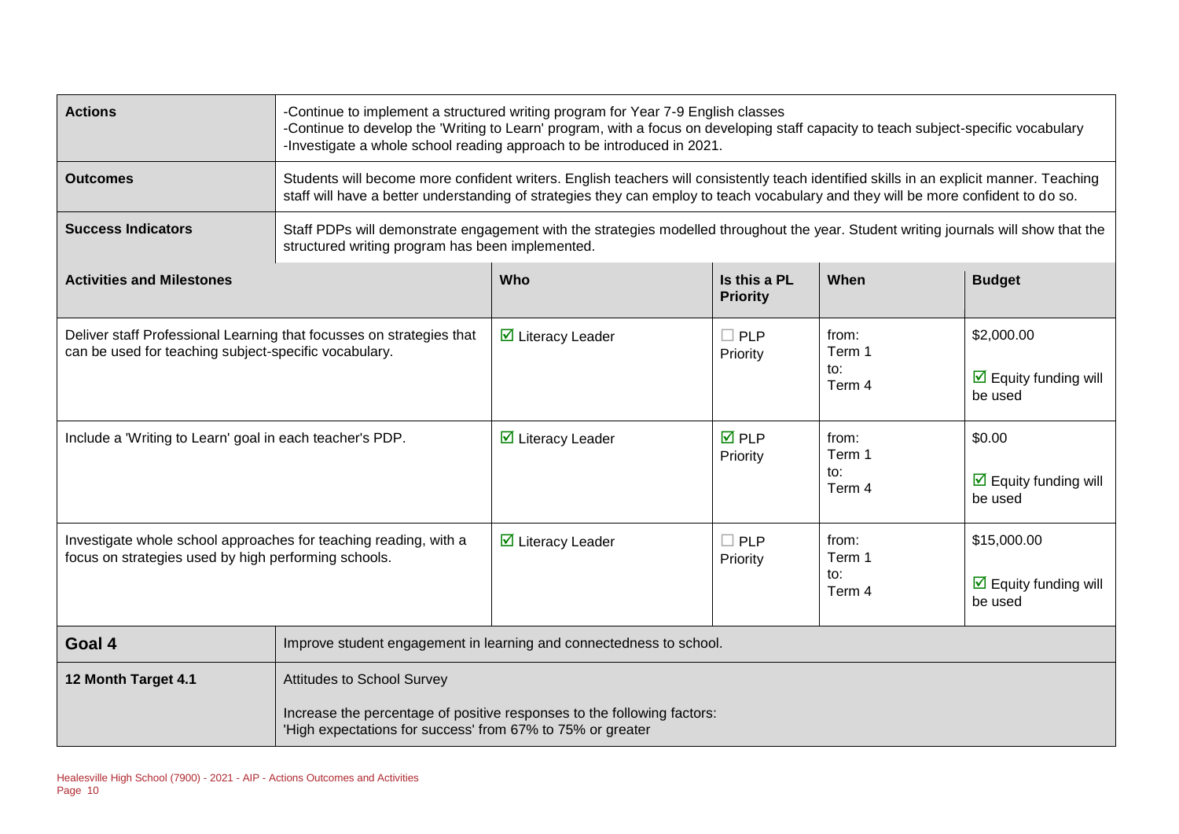| | | | | | |
|---|---|---|---|---|---|
| **Actions** | -Continue to implement a structured writing program for Year 7-9 English classes<br>-Continue to develop the 'Writing to Learn' program, with a focus on developing staff capacity to teach subject-specific vocabulary<br>-Investigate a whole school reading approach to be introduced in 2021. | | | | |
| **Outcomes** | Students will become more confident writers. English teachers will consistently teach identified skills in an explicit manner. Teaching staff will have a better understanding of strategies they can employ to teach vocabulary and they will be more confident to do so. | | | | |
| **Success Indicators** | Staff PDPs will demonstrate engagement with the strategies modelled throughout the year. Student writing journals will show that the structured writing program has been implemented. | | | | |
| **Activities and Milestones** | | **Who** | **Is this a PL Priority** | **When** | **Budget** |
| Deliver staff Professional Learning that focusses on strategies that can be used for teaching subject-specific vocabulary. | | ☑ Literacy Leader | ☐ PLP Priority | from: Term 1 to: Term 4 | $2,000.00<br>☑ Equity funding will be used |
| Include a 'Writing to Learn' goal in each teacher's PDP. | | ☑ Literacy Leader | ☑ PLP Priority | from: Term 1 to: Term 4 | $0.00<br>☑ Equity funding will be used |
| Investigate whole school approaches for teaching reading, with a focus on strategies used by high performing schools. | | ☑ Literacy Leader | ☐ PLP Priority | from: Term 1 to: Term 4 | $15,000.00<br>☑ Equity funding will be used |
| **Goal 4** | Improve student engagement in learning and connectedness to school. | | | | |
| **12 Month Target 4.1** | Attitudes to School Survey<br><br>Increase the percentage of positive responses to the following factors:<br>'High expectations for success' from 67% to 75% or greater | | | | |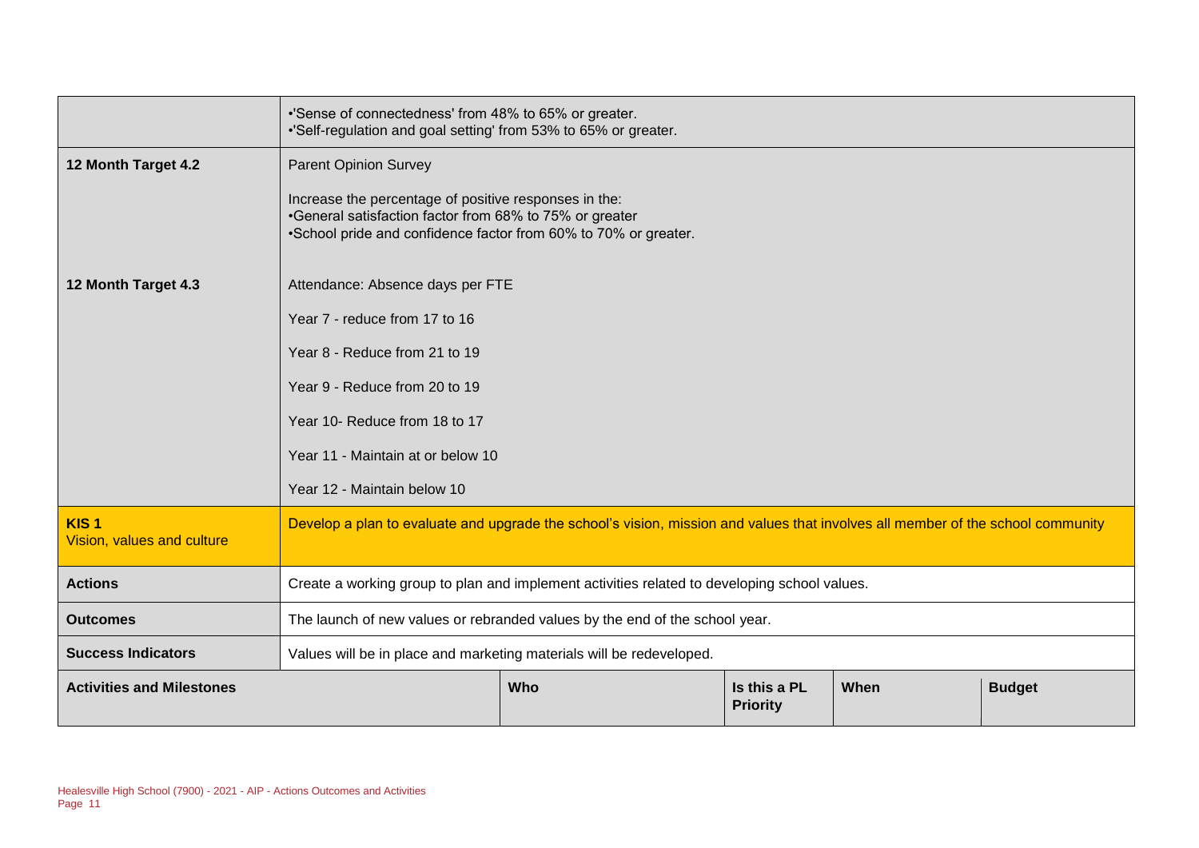| | |
|---|---|
| | •'Sense of connectedness' from 48% to 65% or greater.<br>•'Self-regulation and goal setting' from 53% to 65% or greater. |
| **12 Month Target 4.2** | Parent Opinion Survey<br><br>Increase the percentage of positive responses in the:<br>•General satisfaction factor from 68% to 75% or greater<br>•School pride and confidence factor from 60% to 70% or greater. |
| **12 Month Target 4.3** | Attendance: Absence days per FTE<br><br>Year 7 - reduce from 17 to 16<br><br>Year 8 - Reduce from 21 to 19<br><br>Year 9 - Reduce from 20 to 19<br><br>Year 10- Reduce from 18 to 17<br><br>Year 11 - Maintain at or below 10<br><br>Year 12 - Maintain below 10 |
| **KIS 1**<br>Vision, values and culture | Develop a plan to evaluate and upgrade the school's vision, mission and values that involves all member of the school community |
| **Actions** | Create a working group to plan and implement activities related to developing school values. |
| **Outcomes** | The launch of new values or rebranded values by the end of the school year. |
| **Success Indicators** | Values will be in place and marketing materials will be redeveloped. |

| Activities and Milestones | Who | Is this a PL Priority | When | Budget |
|---|---|---|---|---|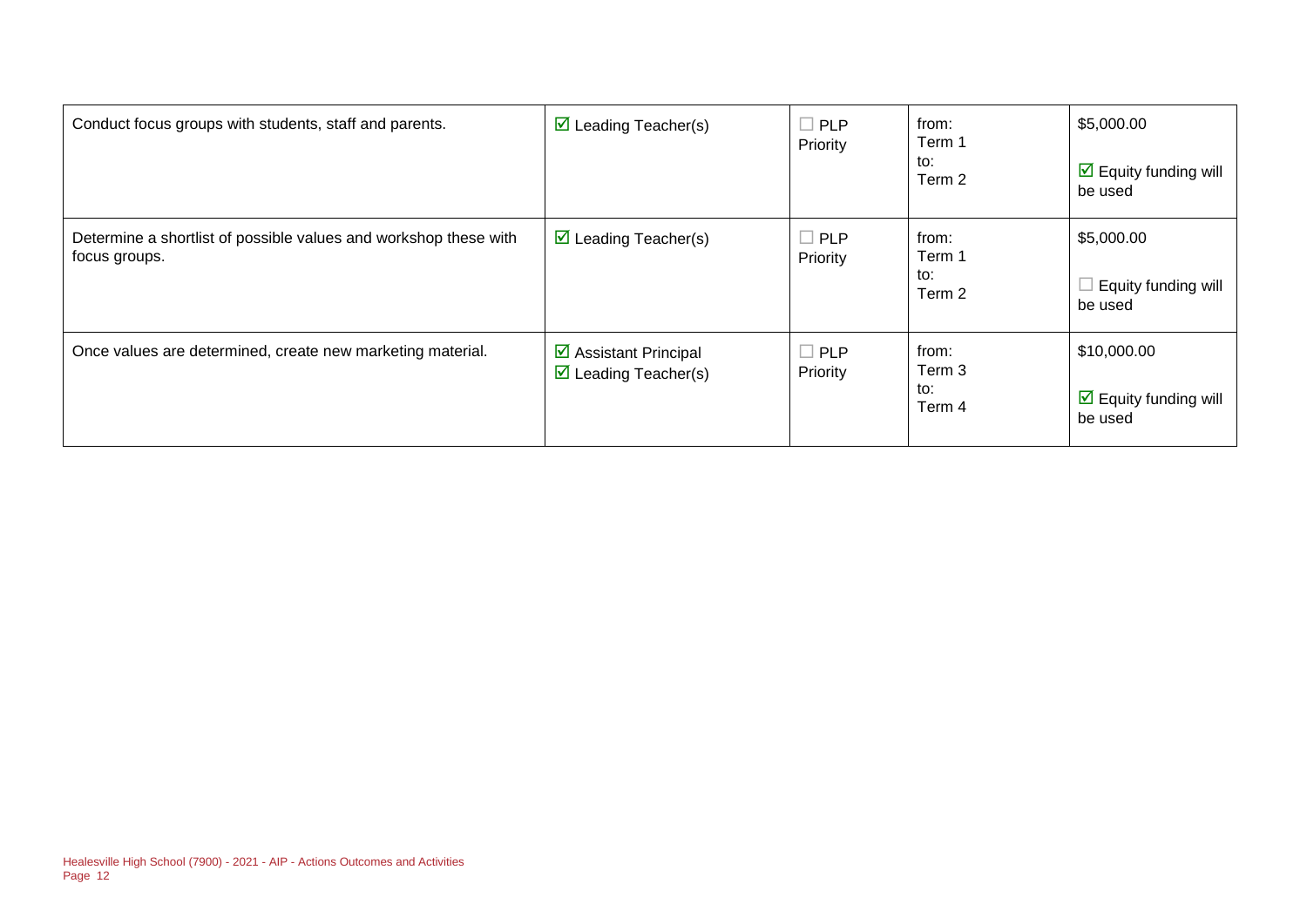| | | | | |
|---|---|---|---|---|
| Conduct focus groups with students, staff and parents. | ☑ Leading Teacher(s) | ☐ PLP Priority | from: Term 1 to: Term 2 | $5,000.00 ☑ Equity funding will be used |
| Determine a shortlist of possible values and workshop these with focus groups. | ☑ Leading Teacher(s) | ☐ PLP Priority | from: Term 1 to: Term 2 | $5,000.00 ☐ Equity funding will be used |
| Once values are determined, create new marketing material. | ☑ Assistant Principal ☑ Leading Teacher(s) | ☐ PLP Priority | from: Term 3 to: Term 4 | $10,000.00 ☑ Equity funding will be used |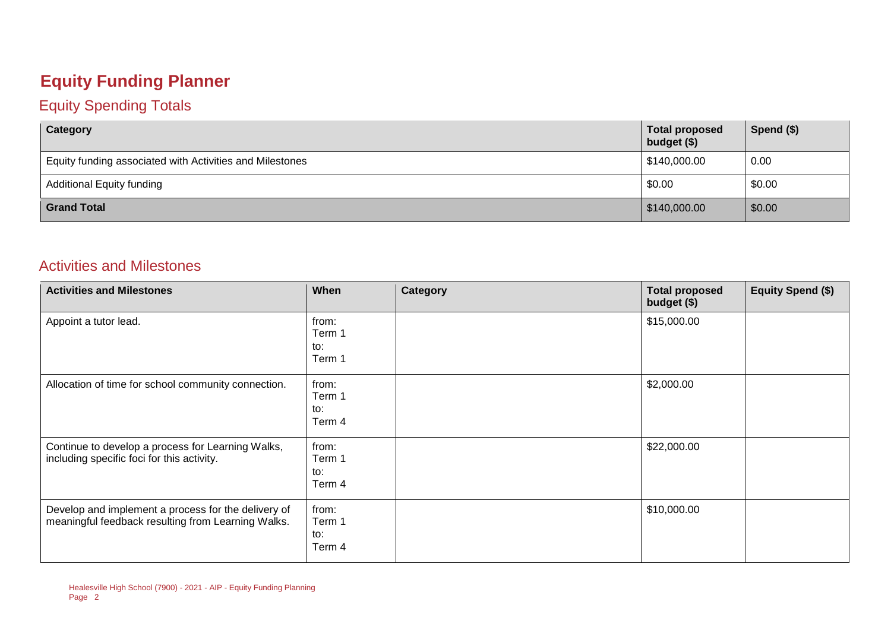# Equity Funding Planner

## Equity Spending Totals

| Category | Total proposed budget ($) | Spend ($) |
|---|---|---|
| Equity funding associated with Activities and Milestones | $140,000.00 | 0.00 |
| Additional Equity funding | $0.00 | $0.00 |
| **Grand Total** | $140,000.00 | $0.00 |

## Activities and Milestones

| Activities and Milestones | When | Category | Total proposed budget ($) | Equity Spend ($) |
|---|---|---|---|---|
| Appoint a tutor lead. | from: Term 1 to: Term 1 | | $15,000.00 | |
| Allocation of time for school community connection. | from: Term 1 to: Term 4 | | $2,000.00 | |
| Continue to develop a process for Learning Walks, including specific foci for this activity. | from: Term 1 to: Term 4 | | $22,000.00 | |
| Develop and implement a process for the delivery of meaningful feedback resulting from Learning Walks. | from: Term 1 to: Term 4 | | $10,000.00 | |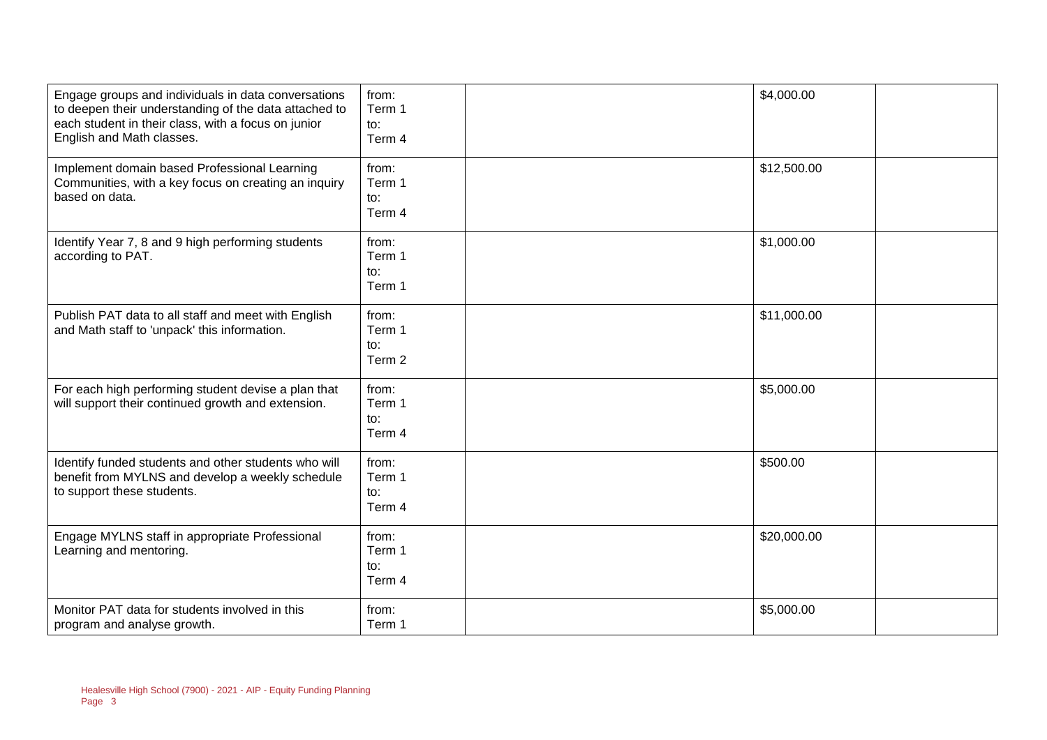| | | | | |
|---|---|---|---|---|
| Engage groups and individuals in data conversations to deepen their understanding of the data attached to each student in their class, with a focus on junior English and Math classes. | from:<br>Term 1<br>to:<br>Term 4 | | $4,000.00 | |
| Implement domain based Professional Learning Communities, with a key focus on creating an inquiry based on data. | from:<br>Term 1<br>to:<br>Term 4 | | $12,500.00 | |
| Identify Year 7, 8 and 9 high performing students according to PAT. | from:<br>Term 1<br>to:<br>Term 1 | | $1,000.00 | |
| Publish PAT data to all staff and meet with English and Math staff to 'unpack' this information. | from:<br>Term 1<br>to:<br>Term 2 | | $11,000.00 | |
| For each high performing student devise a plan that will support their continued growth and extension. | from:<br>Term 1<br>to:<br>Term 4 | | $5,000.00 | |
| Identify funded students and other students who will benefit from MYLNS and develop a weekly schedule to support these students. | from:<br>Term 1<br>to:<br>Term 4 | | $500.00 | |
| Engage MYLNS staff in appropriate Professional Learning and mentoring. | from:<br>Term 1<br>to:<br>Term 4 | | $20,000.00 | |
| Monitor PAT data for students involved in this program and analyse growth. | from:<br>Term 1 | | $5,000.00 | |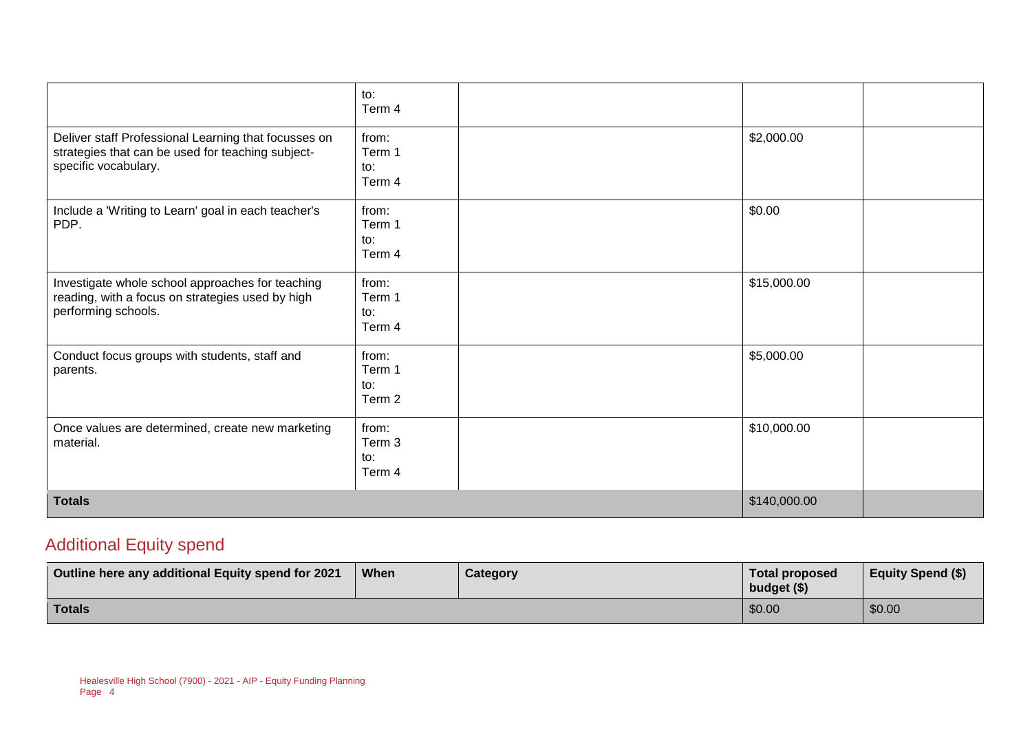| | | | | |
|---|---|---|---|---|
| | to:<br>Term 4 | | | |
| Deliver staff Professional Learning that focusses on strategies that can be used for teaching subject-specific vocabulary. | from:<br>Term 1<br>to:<br>Term 4 | | $2,000.00 | |
| Include a 'Writing to Learn' goal in each teacher's PDP. | from:<br>Term 1<br>to:<br>Term 4 | | $0.00 | |
| Investigate whole school approaches for teaching reading, with a focus on strategies used by high performing schools. | from:<br>Term 1<br>to:<br>Term 4 | | $15,000.00 | |
| Conduct focus groups with students, staff and parents. | from:<br>Term 1<br>to:<br>Term 2 | | $5,000.00 | |
| Once values are determined, create new marketing material. | from:<br>Term 3<br>to:<br>Term 4 | | $10,000.00 | |
| **Totals** | | | $140,000.00 | |

## Additional Equity spend

| Outline here any additional Equity spend for 2021 | When | Category | Total proposed budget ($) | Equity Spend ($) |
|---|---|---|---|---|
| **Totals** | | | $0.00 | $0.00 |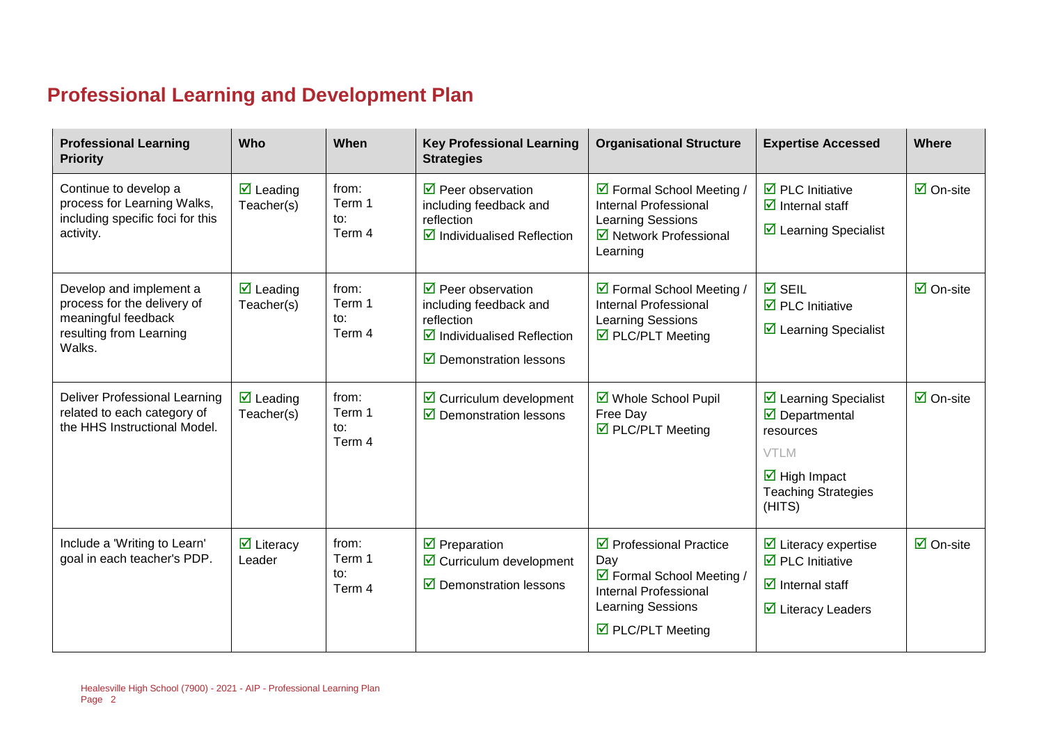## Professional Learning and Development Plan

| Professional Learning Priority | Who | When | Key Professional Learning Strategies | Organisational Structure | Expertise Accessed | Where |
|---|---|---|---|---|---|---|
| Continue to develop a process for Learning Walks, including specific foci for this activity. | ☑ Leading Teacher(s) | from: Term 1 to: Term 4 | ☑ Peer observation including feedback and reflection<br>☑ Individualised Reflection | ☑ Formal School Meeting / Internal Professional Learning Sessions<br>☑ Network Professional Learning | ☑ PLC Initiative<br>☑ Internal staff<br>☑ Learning Specialist | ☑ On-site |
| Develop and implement a process for the delivery of meaningful feedback resulting from Learning Walks. | ☑ Leading Teacher(s) | from: Term 1 to: Term 4 | ☑ Peer observation including feedback and reflection<br>☑ Individualised Reflection<br>☑ Demonstration lessons | ☑ Formal School Meeting / Internal Professional Learning Sessions<br>☑ PLC/PLT Meeting | ☑ SEIL<br>☑ PLC Initiative<br>☑ Learning Specialist | ☑ On-site |
| Deliver Professional Learning related to each category of the HHS Instructional Model. | ☑ Leading Teacher(s) | from: Term 1 to: Term 4 | ☑ Curriculum development<br>☑ Demonstration lessons | ☑ Whole School Pupil Free Day<br>☑ PLC/PLT Meeting | ☑ Learning Specialist<br>☑ Departmental resources<br>VTLM<br>☑ High Impact Teaching Strategies (HITS) | ☑ On-site |
| Include a 'Writing to Learn' goal in each teacher's PDP. | ☑ Literacy Leader | from: Term 1 to: Term 4 | ☑ Preparation<br>☑ Curriculum development<br>☑ Demonstration lessons | ☑ Professional Practice Day<br>☑ Formal School Meeting / Internal Professional Learning Sessions<br>☑ PLC/PLT Meeting | ☑ Literacy expertise<br>☑ PLC Initiative<br>☑ Internal staff<br>☑ Literacy Leaders | ☑ On-site |